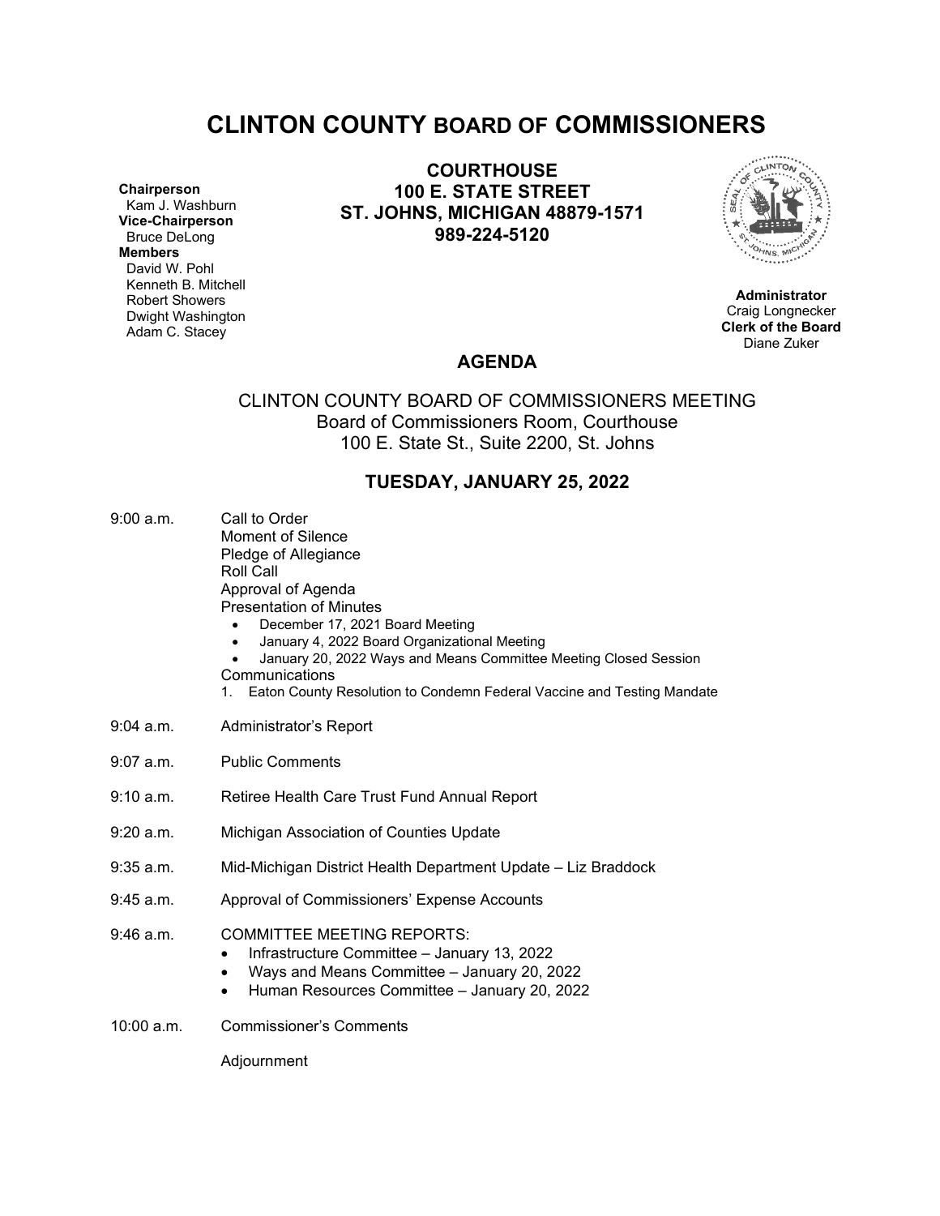# CLINTON COUNTY BOARD OF COMMISSIONERS

**COURTHOUSE**
**100 E. STATE STREET**
**ST. JOHNS, MICHIGAN 48879-1571**
**989-224-5120**

**Chairperson**
Kam J. Washburn
**Vice-Chairperson**
Bruce DeLong
**Members**
David W. Pohl
Kenneth B. Mitchell
Robert Showers
Dwight Washington
Adam C. Stacey

**Administrator**
Craig Longnecker
**Clerk of the Board**
Diane Zuker

## AGENDA

CLINTON COUNTY BOARD OF COMMISSIONERS MEETING
Board of Commissioners Room, Courthouse
100 E. State St., Suite 2200, St. Johns

### TUESDAY, JANUARY 25, 2022

9:00 a.m. Call to Order
Moment of Silence
Pledge of Allegiance
Roll Call
Approval of Agenda
Presentation of Minutes
- December 17, 2021 Board Meeting
- January 4, 2022 Board Organizational Meeting
- January 20, 2022 Ways and Means Committee Meeting Closed Session

Communications
1. Eaton County Resolution to Condemn Federal Vaccine and Testing Mandate

9:04 a.m. Administrator's Report

9:07 a.m. Public Comments

9:10 a.m. Retiree Health Care Trust Fund Annual Report

9:20 a.m. Michigan Association of Counties Update

9:35 a.m. Mid-Michigan District Health Department Update – Liz Braddock

9:45 a.m. Approval of Commissioners' Expense Accounts

9:46 a.m. COMMITTEE MEETING REPORTS:
- Infrastructure Committee – January 13, 2022
- Ways and Means Committee – January 20, 2022
- Human Resources Committee – January 20, 2022

10:00 a.m. Commissioner's Comments

Adjournment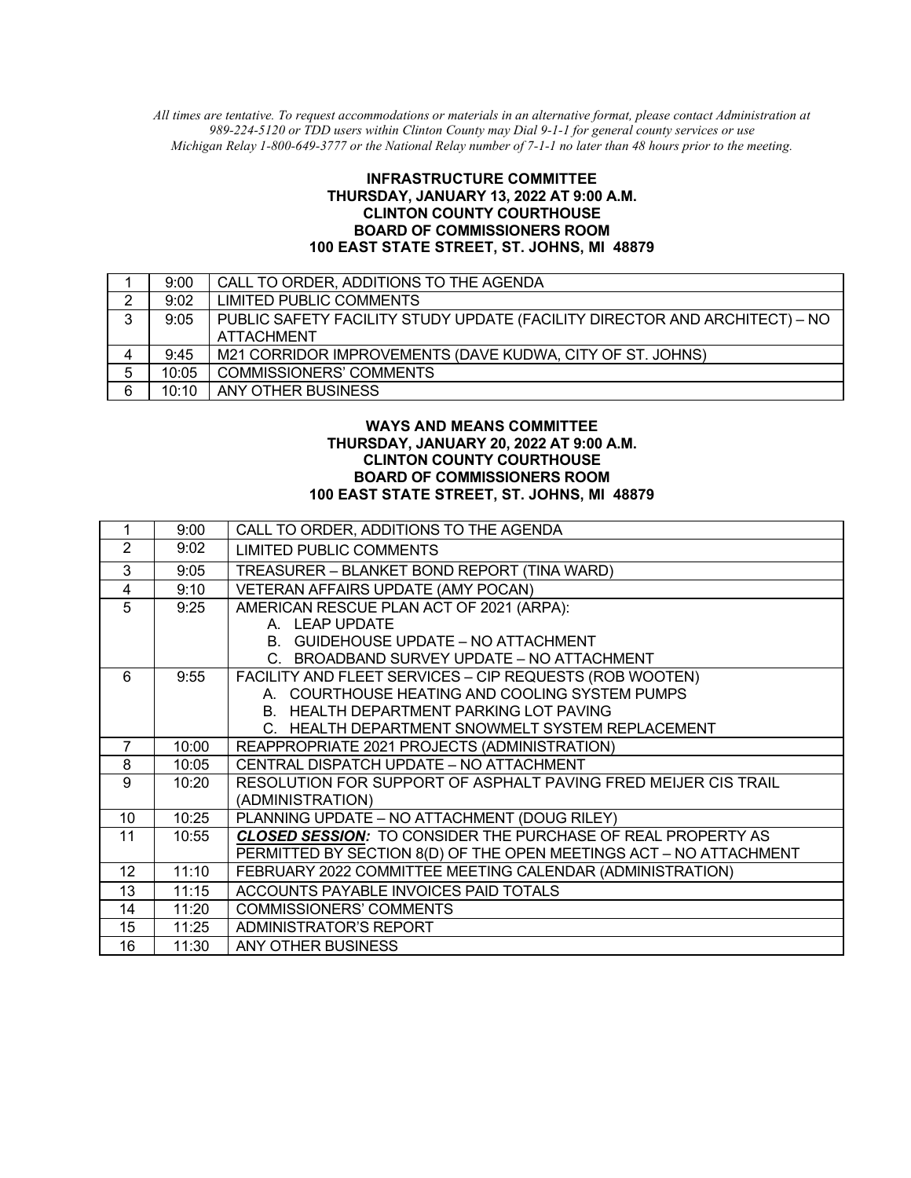*All times are tentative. To request accommodations or materials in an alternative format, please contact Administration at 989-224-5120 or TDD users within Clinton County may Dial 9-1-1 for general county services or use Michigan Relay 1-800-649-3777 or the National Relay number of 7-1-1 no later than 48 hours prior to the meeting.*

**INFRASTRUCTURE COMMITTEE**
**THURSDAY, JANUARY 13, 2022 AT 9:00 A.M.**
**CLINTON COUNTY COURTHOUSE**
**BOARD OF COMMISSIONERS ROOM**
**100 EAST STATE STREET, ST. JOHNS, MI 48879**

| | | |
|---|---|---|
| 1 | 9:00 | CALL TO ORDER, ADDITIONS TO THE AGENDA |
| 2 | 9:02 | LIMITED PUBLIC COMMENTS |
| 3 | 9:05 | PUBLIC SAFETY FACILITY STUDY UPDATE (FACILITY DIRECTOR AND ARCHITECT) – NO ATTACHMENT |
| 4 | 9:45 | M21 CORRIDOR IMPROVEMENTS (DAVE KUDWA, CITY OF ST. JOHNS) |
| 5 | 10:05 | COMMISSIONERS' COMMENTS |
| 6 | 10:10 | ANY OTHER BUSINESS |

**WAYS AND MEANS COMMITTEE**
**THURSDAY, JANUARY 20, 2022 AT 9:00 A.M.**
**CLINTON COUNTY COURTHOUSE**
**BOARD OF COMMISSIONERS ROOM**
**100 EAST STATE STREET, ST. JOHNS, MI 48879**

| | | |
|---|---|---|
| 1 | 9:00 | CALL TO ORDER, ADDITIONS TO THE AGENDA |
| 2 | 9:02 | LIMITED PUBLIC COMMENTS |
| 3 | 9:05 | TREASURER – BLANKET BOND REPORT (TINA WARD) |
| 4 | 9:10 | VETERAN AFFAIRS UPDATE (AMY POCAN) |
| 5 | 9:25 | AMERICAN RESCUE PLAN ACT OF 2021 (ARPA):<br>A. LEAP UPDATE<br>B. GUIDEHOUSE UPDATE – NO ATTACHMENT<br>C. BROADBAND SURVEY UPDATE – NO ATTACHMENT |
| 6 | 9:55 | FACILITY AND FLEET SERVICES – CIP REQUESTS (ROB WOOTEN)<br>A. COURTHOUSE HEATING AND COOLING SYSTEM PUMPS<br>B. HEALTH DEPARTMENT PARKING LOT PAVING<br>C. HEALTH DEPARTMENT SNOWMELT SYSTEM REPLACEMENT |
| 7 | 10:00 | REAPPROPRIATE 2021 PROJECTS (ADMINISTRATION) |
| 8 | 10:05 | CENTRAL DISPATCH UPDATE – NO ATTACHMENT |
| 9 | 10:20 | RESOLUTION FOR SUPPORT OF ASPHALT PAVING FRED MEIJER CIS TRAIL (ADMINISTRATION) |
| 10 | 10:25 | PLANNING UPDATE – NO ATTACHMENT (DOUG RILEY) |
| 11 | 10:55 | ***CLOSED SESSION:*** TO CONSIDER THE PURCHASE OF REAL PROPERTY AS PERMITTED BY SECTION 8(D) OF THE OPEN MEETINGS ACT – NO ATTACHMENT |
| 12 | 11:10 | FEBRUARY 2022 COMMITTEE MEETING CALENDAR (ADMINISTRATION) |
| 13 | 11:15 | ACCOUNTS PAYABLE INVOICES PAID TOTALS |
| 14 | 11:20 | COMMISSIONERS' COMMENTS |
| 15 | 11:25 | ADMINISTRATOR'S REPORT |
| 16 | 11:30 | ANY OTHER BUSINESS |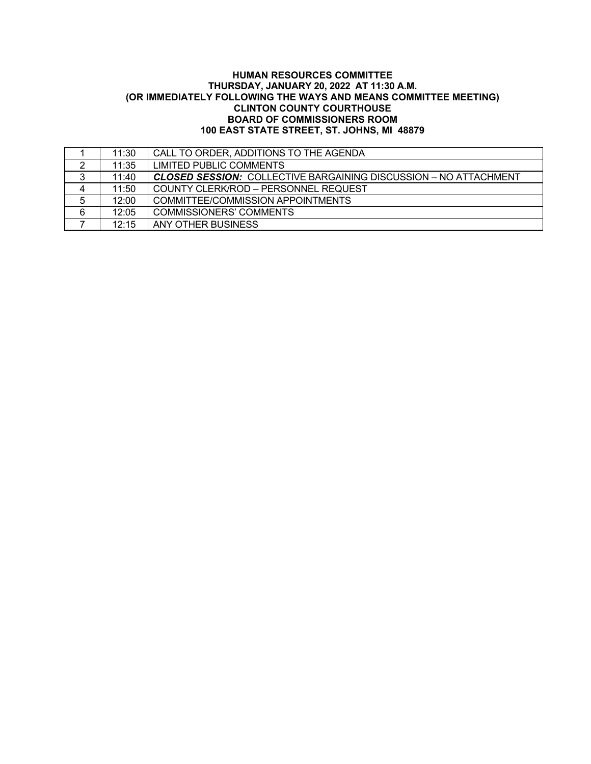**HUMAN RESOURCES COMMITTEE**
**THURSDAY, JANUARY 20, 2022 AT 11:30 A.M.**
**(OR IMMEDIATELY FOLLOWING THE WAYS AND MEANS COMMITTEE MEETING)**
**CLINTON COUNTY COURTHOUSE**
**BOARD OF COMMISSIONERS ROOM**
**100 EAST STATE STREET, ST. JOHNS, MI 48879**

| | | |
|---|---|---|
| 1 | 11:30 | CALL TO ORDER, ADDITIONS TO THE AGENDA |
| 2 | 11:35 | LIMITED PUBLIC COMMENTS |
| 3 | 11:40 | ***CLOSED SESSION:*** COLLECTIVE BARGAINING DISCUSSION – NO ATTACHMENT |
| 4 | 11:50 | COUNTY CLERK/ROD – PERSONNEL REQUEST |
| 5 | 12:00 | COMMITTEE/COMMISSION APPOINTMENTS |
| 6 | 12:05 | COMMISSIONERS' COMMENTS |
| 7 | 12:15 | ANY OTHER BUSINESS |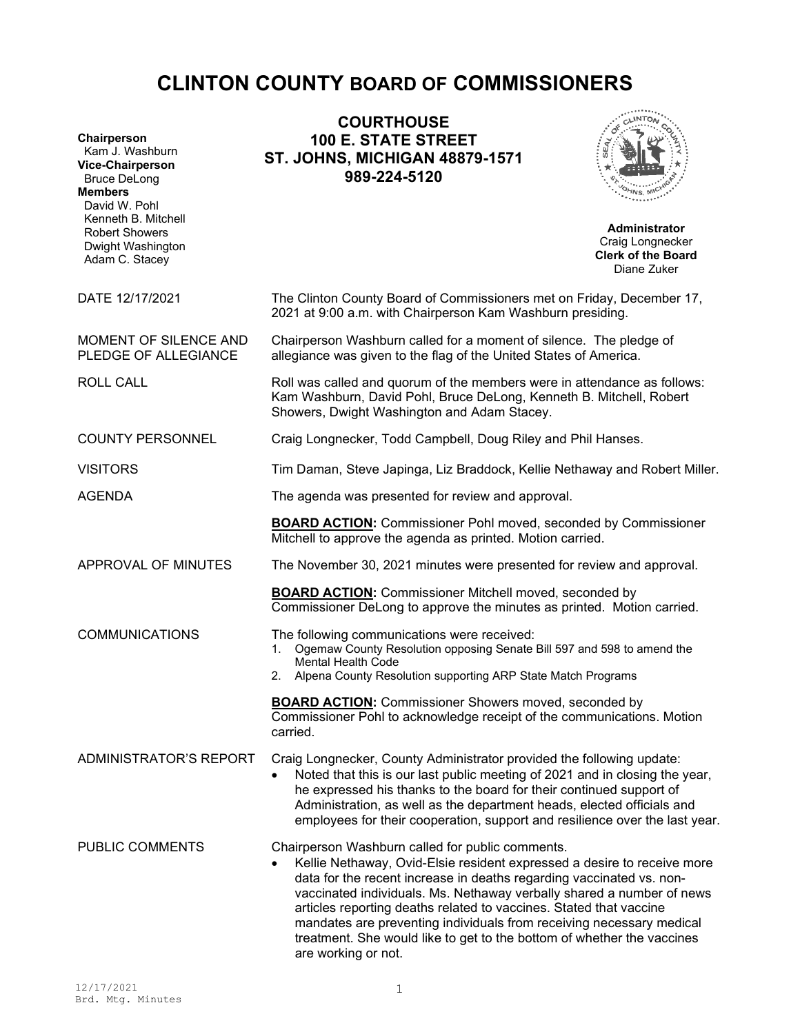# CLINTON COUNTY BOARD OF COMMISSIONERS

**COURTHOUSE**
**100 E. STATE STREET**
**ST. JOHNS, MICHIGAN 48879-1571**
**989-224-5120**

**Chairperson**
Kam J. Washburn
**Vice-Chairperson**
Bruce DeLong
**Members**
David W. Pohl
Kenneth B. Mitchell
Robert Showers
Dwight Washington
Adam C. Stacey

**Administrator**
Craig Longnecker
**Clerk of the Board**
Diane Zuker

DATE 12/17/2021

The Clinton County Board of Commissioners met on Friday, December 17, 2021 at 9:00 a.m. with Chairperson Kam Washburn presiding.

MOMENT OF SILENCE AND PLEDGE OF ALLEGIANCE

Chairperson Washburn called for a moment of silence. The pledge of allegiance was given to the flag of the United States of America.

ROLL CALL

Roll was called and quorum of the members were in attendance as follows: Kam Washburn, David Pohl, Bruce DeLong, Kenneth B. Mitchell, Robert Showers, Dwight Washington and Adam Stacey.

COUNTY PERSONNEL

Craig Longnecker, Todd Campbell, Doug Riley and Phil Hanses.

VISITORS

Tim Daman, Steve Japinga, Liz Braddock, Kellie Nethaway and Robert Miller.

AGENDA

The agenda was presented for review and approval.

**BOARD ACTION:** Commissioner Pohl moved, seconded by Commissioner Mitchell to approve the agenda as printed. Motion carried.

APPROVAL OF MINUTES

The November 30, 2021 minutes were presented for review and approval.

**BOARD ACTION:** Commissioner Mitchell moved, seconded by Commissioner DeLong to approve the minutes as printed. Motion carried.

COMMUNICATIONS

The following communications were received:

1. Ogemaw County Resolution opposing Senate Bill 597 and 598 to amend the Mental Health Code
2. Alpena County Resolution supporting ARP State Match Programs

**BOARD ACTION:** Commissioner Showers moved, seconded by Commissioner Pohl to acknowledge receipt of the communications. Motion carried.

ADMINISTRATOR'S REPORT

Craig Longnecker, County Administrator provided the following update:

- Noted that this is our last public meeting of 2021 and in closing the year, he expressed his thanks to the board for their continued support of Administration, as well as the department heads, elected officials and employees for their cooperation, support and resilience over the last year.

PUBLIC COMMENTS

Chairperson Washburn called for public comments.

- Kellie Nethaway, Ovid-Elsie resident expressed a desire to receive more data for the recent increase in deaths regarding vaccinated vs. non-vaccinated individuals. Ms. Nethaway verbally shared a number of news articles reporting deaths related to vaccines. Stated that vaccine mandates are preventing individuals from receiving necessary medical treatment. She would like to get to the bottom of whether the vaccines are working or not.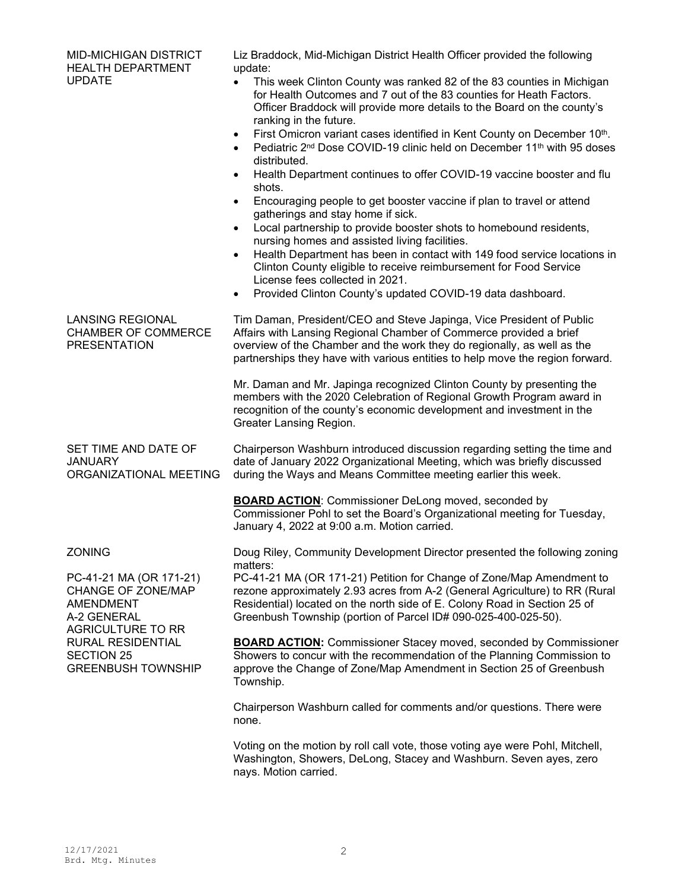**MID-MICHIGAN DISTRICT HEALTH DEPARTMENT UPDATE**

Liz Braddock, Mid-Michigan District Health Officer provided the following update:

- This week Clinton County was ranked 82 of the 83 counties in Michigan for Health Outcomes and 7 out of the 83 counties for Heath Factors. Officer Braddock will provide more details to the Board on the county's ranking in the future.
- First Omicron variant cases identified in Kent County on December 10th.
- Pediatric 2nd Dose COVID-19 clinic held on December 11th with 95 doses distributed.
- Health Department continues to offer COVID-19 vaccine booster and flu shots.
- Encouraging people to get booster vaccine if plan to travel or attend gatherings and stay home if sick.
- Local partnership to provide booster shots to homebound residents, nursing homes and assisted living facilities.
- Health Department has been in contact with 149 food service locations in Clinton County eligible to receive reimbursement for Food Service License fees collected in 2021.
- Provided Clinton County's updated COVID-19 data dashboard.

**LANSING REGIONAL CHAMBER OF COMMERCE PRESENTATION**

Tim Daman, President/CEO and Steve Japinga, Vice President of Public Affairs with Lansing Regional Chamber of Commerce provided a brief overview of the Chamber and the work they do regionally, as well as the partnerships they have with various entities to help move the region forward.

Mr. Daman and Mr. Japinga recognized Clinton County by presenting the members with the 2020 Celebration of Regional Growth Program award in recognition of the county's economic development and investment in the Greater Lansing Region.

**SET TIME AND DATE OF JANUARY ORGANIZATIONAL MEETING**

Chairperson Washburn introduced discussion regarding setting the time and date of January 2022 Organizational Meeting, which was briefly discussed during the Ways and Means Committee meeting earlier this week.

**BOARD ACTION**: Commissioner DeLong moved, seconded by Commissioner Pohl to set the Board's Organizational meeting for Tuesday, January 4, 2022 at 9:00 a.m. Motion carried.

**ZONING**

Doug Riley, Community Development Director presented the following zoning matters:

**PC-41-21 MA (OR 171-21) CHANGE OF ZONE/MAP AMENDMENT A-2 GENERAL AGRICULTURE TO RR RURAL RESIDENTIAL SECTION 25 GREENBUSH TOWNSHIP**

PC-41-21 MA (OR 171-21) Petition for Change of Zone/Map Amendment to rezone approximately 2.93 acres from A-2 (General Agriculture) to RR (Rural Residential) located on the north side of E. Colony Road in Section 25 of Greenbush Township (portion of Parcel ID# 090-025-400-025-50).

**BOARD ACTION:** Commissioner Stacey moved, seconded by Commissioner Showers to concur with the recommendation of the Planning Commission to approve the Change of Zone/Map Amendment in Section 25 of Greenbush Township.

Chairperson Washburn called for comments and/or questions. There were none.

Voting on the motion by roll call vote, those voting aye were Pohl, Mitchell, Washington, Showers, DeLong, Stacey and Washburn. Seven ayes, zero nays. Motion carried.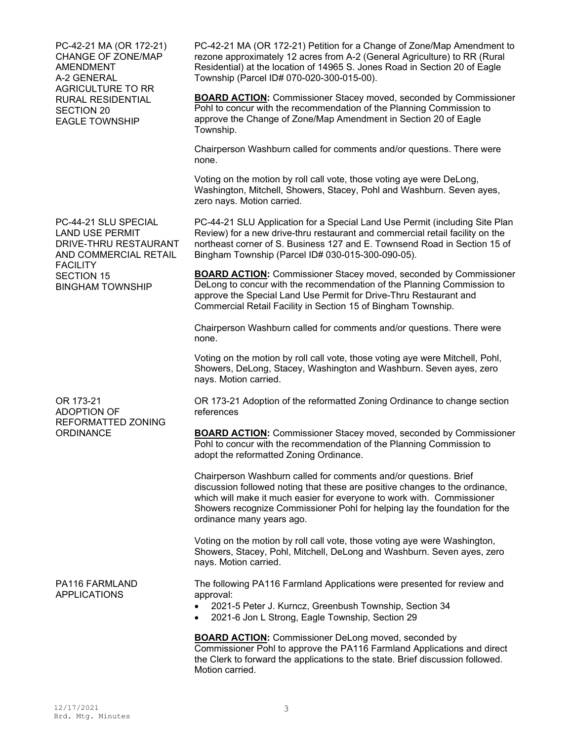**PC-42-21 MA (OR 172-21) CHANGE OF ZONE/MAP AMENDMENT A-2 GENERAL AGRICULTURE TO RR RURAL RESIDENTIAL SECTION 20 EAGLE TOWNSHIP**

PC-42-21 MA (OR 172-21) Petition for a Change of Zone/Map Amendment to rezone approximately 12 acres from A-2 (General Agriculture) to RR (Rural Residential) at the location of 14965 S. Jones Road in Section 20 of Eagle Township (Parcel ID# 070-020-300-015-00).

**BOARD ACTION:** Commissioner Stacey moved, seconded by Commissioner Pohl to concur with the recommendation of the Planning Commission to approve the Change of Zone/Map Amendment in Section 20 of Eagle Township.

Chairperson Washburn called for comments and/or questions. There were none.

Voting on the motion by roll call vote, those voting aye were DeLong, Washington, Mitchell, Showers, Stacey, Pohl and Washburn. Seven ayes, zero nays. Motion carried.

**PC-44-21 SLU SPECIAL LAND USE PERMIT DRIVE-THRU RESTAURANT AND COMMERCIAL RETAIL FACILITY SECTION 15 BINGHAM TOWNSHIP**

PC-44-21 SLU Application for a Special Land Use Permit (including Site Plan Review) for a new drive-thru restaurant and commercial retail facility on the northeast corner of S. Business 127 and E. Townsend Road in Section 15 of Bingham Township (Parcel ID# 030-015-300-090-05).

**BOARD ACTION:** Commissioner Stacey moved, seconded by Commissioner DeLong to concur with the recommendation of the Planning Commission to approve the Special Land Use Permit for Drive-Thru Restaurant and Commercial Retail Facility in Section 15 of Bingham Township.

Chairperson Washburn called for comments and/or questions. There were none.

Voting on the motion by roll call vote, those voting aye were Mitchell, Pohl, Showers, DeLong, Stacey, Washington and Washburn. Seven ayes, zero nays. Motion carried.

**OR 173-21 ADOPTION OF REFORMATTED ZONING ORDINANCE**

OR 173-21 Adoption of the reformatted Zoning Ordinance to change section references

**BOARD ACTION:** Commissioner Stacey moved, seconded by Commissioner Pohl to concur with the recommendation of the Planning Commission to adopt the reformatted Zoning Ordinance.

Chairperson Washburn called for comments and/or questions. Brief discussion followed noting that these are positive changes to the ordinance, which will make it much easier for everyone to work with. Commissioner Showers recognize Commissioner Pohl for helping lay the foundation for the ordinance many years ago.

Voting on the motion by roll call vote, those voting aye were Washington, Showers, Stacey, Pohl, Mitchell, DeLong and Washburn. Seven ayes, zero nays. Motion carried.

**PA116 FARMLAND APPLICATIONS**

The following PA116 Farmland Applications were presented for review and approval:

- 2021-5 Peter J. Kurncz, Greenbush Township, Section 34
- 2021-6 Jon L Strong, Eagle Township, Section 29

**BOARD ACTION:** Commissioner DeLong moved, seconded by Commissioner Pohl to approve the PA116 Farmland Applications and direct the Clerk to forward the applications to the state. Brief discussion followed. Motion carried.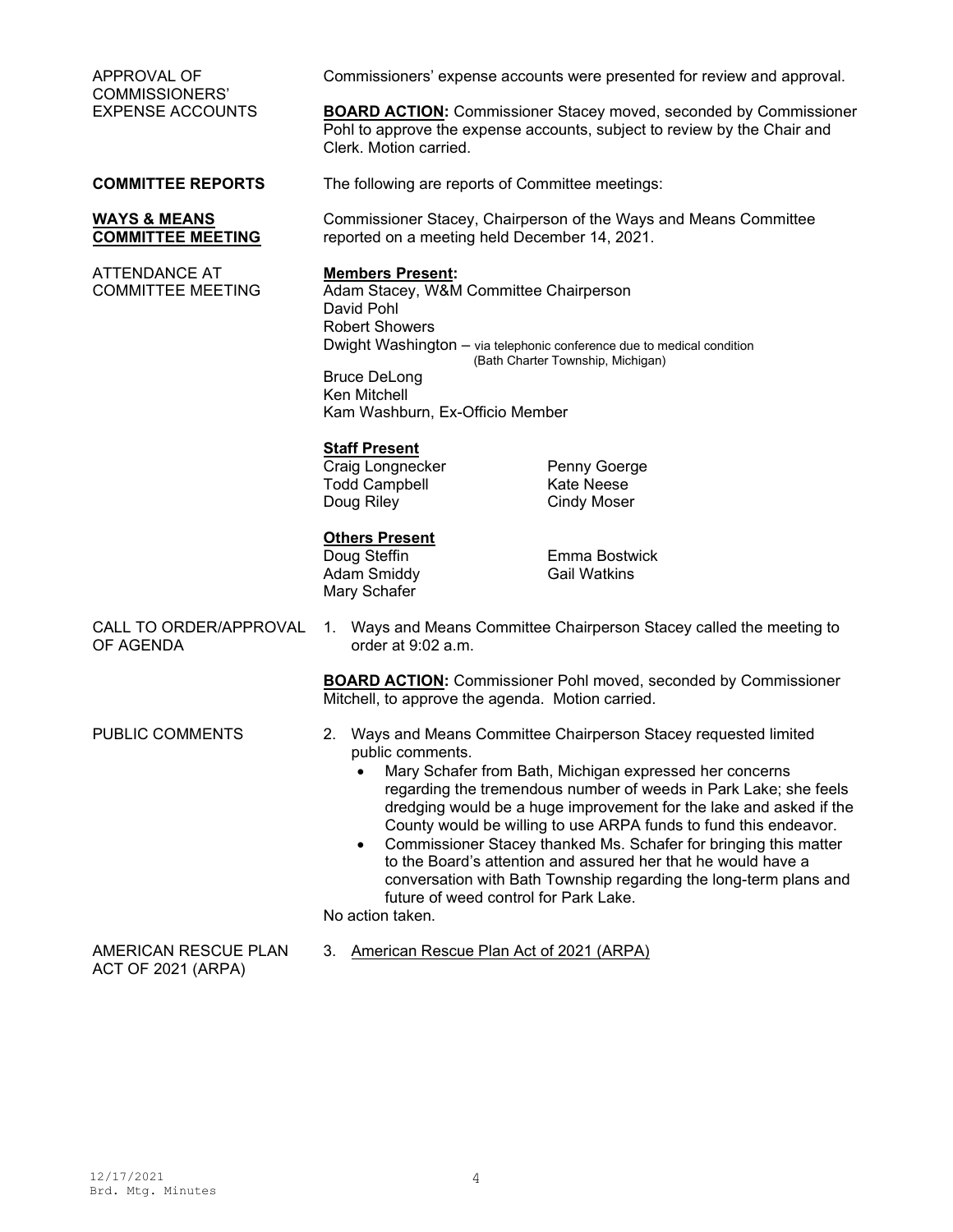APPROVAL OF COMMISSIONERS' EXPENSE ACCOUNTS

Commissioners' expense accounts were presented for review and approval.

**BOARD ACTION:** Commissioner Stacey moved, seconded by Commissioner Pohl to approve the expense accounts, subject to review by the Chair and Clerk. Motion carried.

**COMMITTEE REPORTS**

The following are reports of Committee meetings:

**WAYS & MEANS COMMITTEE MEETING**

Commissioner Stacey, Chairperson of the Ways and Means Committee reported on a meeting held December 14, 2021.

ATTENDANCE AT COMMITTEE MEETING

**Members Present:**
Adam Stacey, W&M Committee Chairperson
David Pohl
Robert Showers
Dwight Washington – via telephonic conference due to medical condition (Bath Charter Township, Michigan)
Bruce DeLong
Ken Mitchell
Kam Washburn, Ex-Officio Member

**Staff Present**
Craig Longnecker
Todd Campbell
Doug Riley
Penny Goerge
Kate Neese
Cindy Moser

**Others Present**
Doug Steffin
Adam Smiddy
Mary Schafer
Emma Bostwick
Gail Watkins

CALL TO ORDER/APPROVAL OF AGENDA

1. Ways and Means Committee Chairperson Stacey called the meeting to order at 9:02 a.m.

**BOARD ACTION:** Commissioner Pohl moved, seconded by Commissioner Mitchell, to approve the agenda. Motion carried.

PUBLIC COMMENTS

2. Ways and Means Committee Chairperson Stacey requested limited public comments.
   - Mary Schafer from Bath, Michigan expressed her concerns regarding the tremendous number of weeds in Park Lake; she feels dredging would be a huge improvement for the lake and asked if the County would be willing to use ARPA funds to fund this endeavor.
   - Commissioner Stacey thanked Ms. Schafer for bringing this matter to the Board's attention and assured her that he would have a conversation with Bath Township regarding the long-term plans and future of weed control for Park Lake.

No action taken.

AMERICAN RESCUE PLAN ACT OF 2021 (ARPA)

3. American Rescue Plan Act of 2021 (ARPA)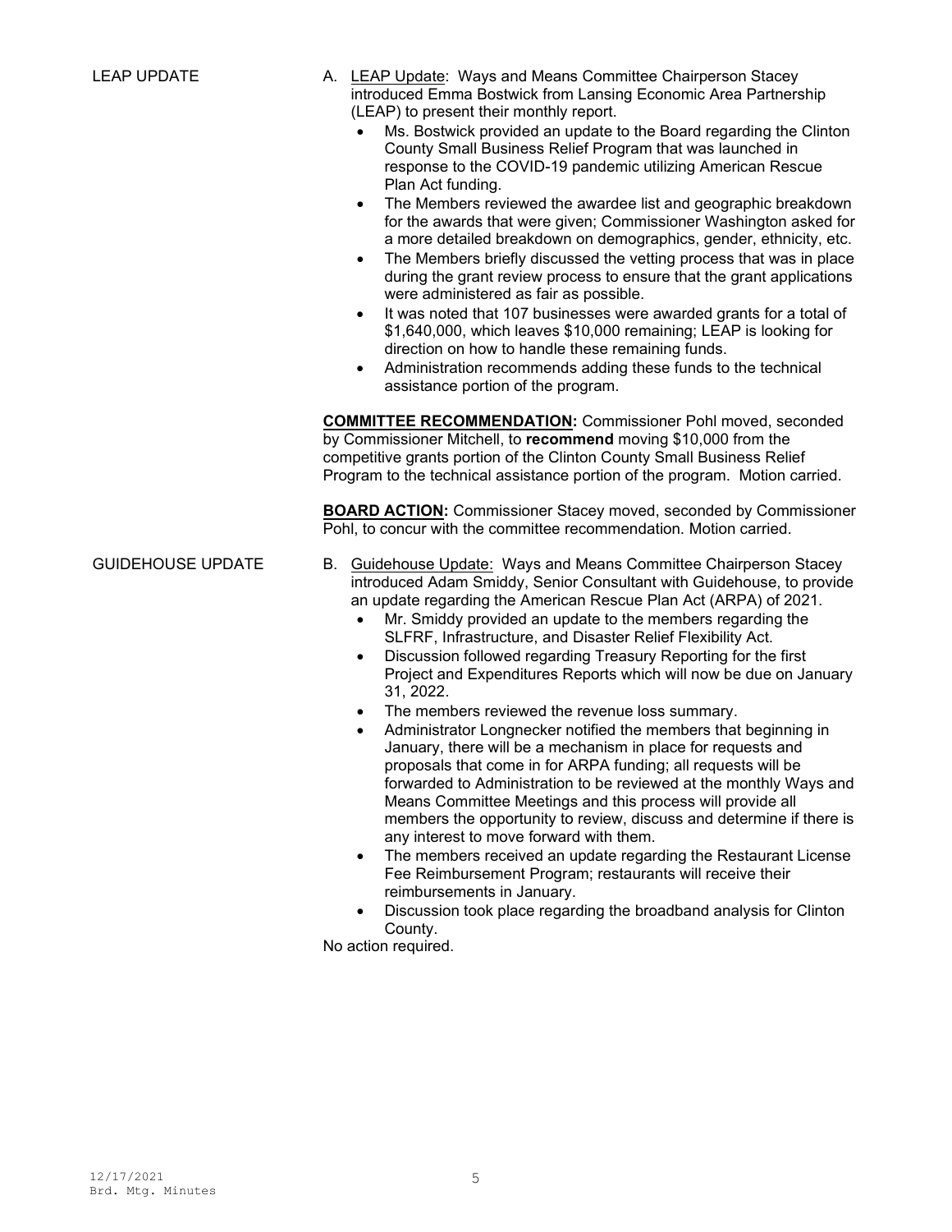LEAP UPDATE

A. <u>LEAP Update</u>: Ways and Means Committee Chairperson Stacey introduced Emma Bostwick from Lansing Economic Area Partnership (LEAP) to present their monthly report.

- Ms. Bostwick provided an update to the Board regarding the Clinton County Small Business Relief Program that was launched in response to the COVID-19 pandemic utilizing American Rescue Plan Act funding.
- The Members reviewed the awardee list and geographic breakdown for the awards that were given; Commissioner Washington asked for a more detailed breakdown on demographics, gender, ethnicity, etc.
- The Members briefly discussed the vetting process that was in place during the grant review process to ensure that the grant applications were administered as fair as possible.
- It was noted that 107 businesses were awarded grants for a total of $1,640,000, which leaves $10,000 remaining; LEAP is looking for direction on how to handle these remaining funds.
- Administration recommends adding these funds to the technical assistance portion of the program.

**COMMITTEE RECOMMENDATION:** Commissioner Pohl moved, seconded by Commissioner Mitchell, to **recommend** moving $10,000 from the competitive grants portion of the Clinton County Small Business Relief Program to the technical assistance portion of the program. Motion carried.

**BOARD ACTION:** Commissioner Stacey moved, seconded by Commissioner Pohl, to concur with the committee recommendation. Motion carried.

GUIDEHOUSE UPDATE

B. <u>Guidehouse Update:</u> Ways and Means Committee Chairperson Stacey introduced Adam Smiddy, Senior Consultant with Guidehouse, to provide an update regarding the American Rescue Plan Act (ARPA) of 2021.

- Mr. Smiddy provided an update to the members regarding the SLFRF, Infrastructure, and Disaster Relief Flexibility Act.
- Discussion followed regarding Treasury Reporting for the first Project and Expenditures Reports which will now be due on January 31, 2022.
- The members reviewed the revenue loss summary.
- Administrator Longnecker notified the members that beginning in January, there will be a mechanism in place for requests and proposals that come in for ARPA funding; all requests will be forwarded to Administration to be reviewed at the monthly Ways and Means Committee Meetings and this process will provide all members the opportunity to review, discuss and determine if there is any interest to move forward with them.
- The members received an update regarding the Restaurant License Fee Reimbursement Program; restaurants will receive their reimbursements in January.
- Discussion took place regarding the broadband analysis for Clinton County.

No action required.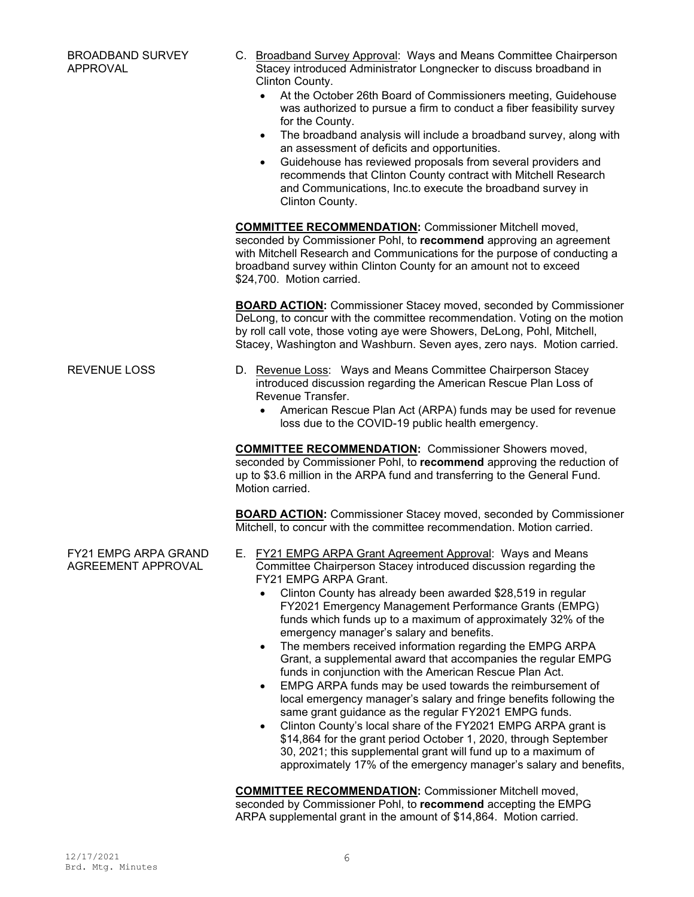BROADBAND SURVEY APPROVAL

C. Broadband Survey Approval: Ways and Means Committee Chairperson Stacey introduced Administrator Longnecker to discuss broadband in Clinton County.

- At the October 26th Board of Commissioners meeting, Guidehouse was authorized to pursue a firm to conduct a fiber feasibility survey for the County.
- The broadband analysis will include a broadband survey, along with an assessment of deficits and opportunities.
- Guidehouse has reviewed proposals from several providers and recommends that Clinton County contract with Mitchell Research and Communications, Inc.to execute the broadband survey in Clinton County.

**COMMITTEE RECOMMENDATION:** Commissioner Mitchell moved, seconded by Commissioner Pohl, to **recommend** approving an agreement with Mitchell Research and Communications for the purpose of conducting a broadband survey within Clinton County for an amount not to exceed \$24,700. Motion carried.

**BOARD ACTION:** Commissioner Stacey moved, seconded by Commissioner DeLong, to concur with the committee recommendation. Voting on the motion by roll call vote, those voting aye were Showers, DeLong, Pohl, Mitchell, Stacey, Washington and Washburn. Seven ayes, zero nays. Motion carried.

REVENUE LOSS

D. Revenue Loss: Ways and Means Committee Chairperson Stacey introduced discussion regarding the American Rescue Plan Loss of Revenue Transfer.

- American Rescue Plan Act (ARPA) funds may be used for revenue loss due to the COVID-19 public health emergency.

**COMMITTEE RECOMMENDATION:** Commissioner Showers moved, seconded by Commissioner Pohl, to **recommend** approving the reduction of up to \$3.6 million in the ARPA fund and transferring to the General Fund. Motion carried.

**BOARD ACTION:** Commissioner Stacey moved, seconded by Commissioner Mitchell, to concur with the committee recommendation. Motion carried.

FY21 EMPG ARPA GRAND AGREEMENT APPROVAL

E. FY21 EMPG ARPA Grant Agreement Approval: Ways and Means Committee Chairperson Stacey introduced discussion regarding the FY21 EMPG ARPA Grant.

- Clinton County has already been awarded \$28,519 in regular FY2021 Emergency Management Performance Grants (EMPG) funds which funds up to a maximum of approximately 32% of the emergency manager's salary and benefits.
- The members received information regarding the EMPG ARPA Grant, a supplemental award that accompanies the regular EMPG funds in conjunction with the American Rescue Plan Act.
- EMPG ARPA funds may be used towards the reimbursement of local emergency manager's salary and fringe benefits following the same grant guidance as the regular FY2021 EMPG funds.
- Clinton County's local share of the FY2021 EMPG ARPA grant is \$14,864 for the grant period October 1, 2020, through September 30, 2021; this supplemental grant will fund up to a maximum of approximately 17% of the emergency manager's salary and benefits,

**COMMITTEE RECOMMENDATION:** Commissioner Mitchell moved, seconded by Commissioner Pohl, to **recommend** accepting the EMPG ARPA supplemental grant in the amount of \$14,864. Motion carried.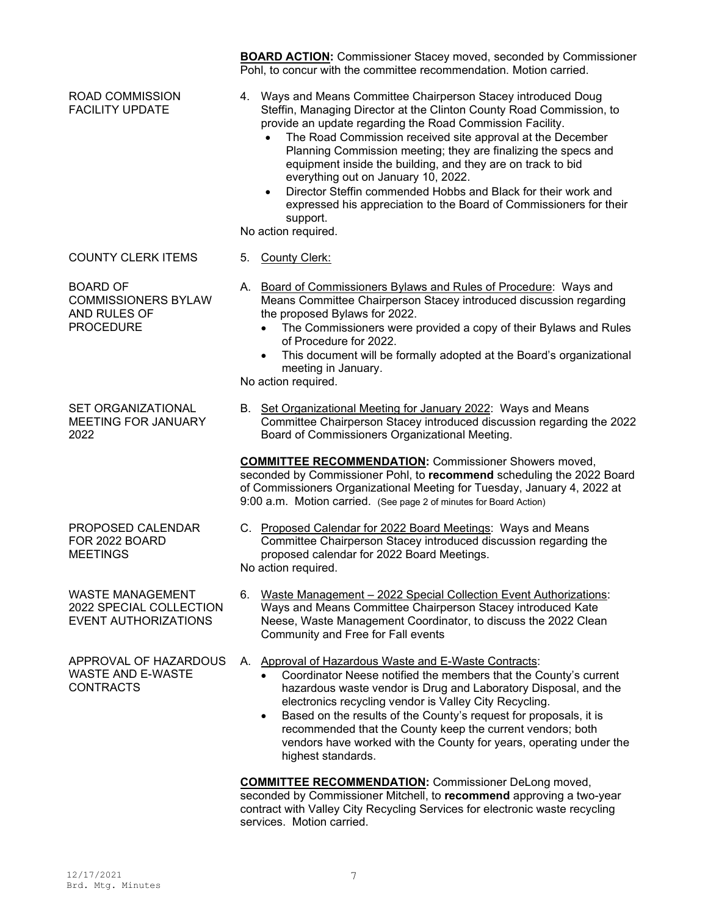**BOARD ACTION:** Commissioner Stacey moved, seconded by Commissioner Pohl, to concur with the committee recommendation. Motion carried.

ROAD COMMISSION FACILITY UPDATE

4. Ways and Means Committee Chairperson Stacey introduced Doug Steffin, Managing Director at the Clinton County Road Commission, to provide an update regarding the Road Commission Facility.
   - The Road Commission received site approval at the December Planning Commission meeting; they are finalizing the specs and equipment inside the building, and they are on track to bid everything out on January 10, 2022.
   - Director Steffin commended Hobbs and Black for their work and expressed his appreciation to the Board of Commissioners for their support.

No action required.

COUNTY CLERK ITEMS

5. County Clerk:

BOARD OF COMMISSIONERS BYLAW AND RULES OF PROCEDURE

A. Board of Commissioners Bylaws and Rules of Procedure: Ways and Means Committee Chairperson Stacey introduced discussion regarding the proposed Bylaws for 2022.
   - The Commissioners were provided a copy of their Bylaws and Rules of Procedure for 2022.
   - This document will be formally adopted at the Board's organizational meeting in January.

No action required.

SET ORGANIZATIONAL MEETING FOR JANUARY 2022

B. Set Organizational Meeting for January 2022: Ways and Means Committee Chairperson Stacey introduced discussion regarding the 2022 Board of Commissioners Organizational Meeting.

**COMMITTEE RECOMMENDATION:** Commissioner Showers moved, seconded by Commissioner Pohl, to **recommend** scheduling the 2022 Board of Commissioners Organizational Meeting for Tuesday, January 4, 2022 at 9:00 a.m. Motion carried. (See page 2 of minutes for Board Action)

PROPOSED CALENDAR FOR 2022 BOARD MEETINGS

C. Proposed Calendar for 2022 Board Meetings: Ways and Means Committee Chairperson Stacey introduced discussion regarding the proposed calendar for 2022 Board Meetings.

No action required.

WASTE MANAGEMENT 2022 SPECIAL COLLECTION EVENT AUTHORIZATIONS

6. Waste Management – 2022 Special Collection Event Authorizations: Ways and Means Committee Chairperson Stacey introduced Kate Neese, Waste Management Coordinator, to discuss the 2022 Clean Community and Free for Fall events

APPROVAL OF HAZARDOUS WASTE AND E-WASTE CONTRACTS

A. Approval of Hazardous Waste and E-Waste Contracts:
   - Coordinator Neese notified the members that the County's current hazardous waste vendor is Drug and Laboratory Disposal, and the electronics recycling vendor is Valley City Recycling.
   - Based on the results of the County's request for proposals, it is recommended that the County keep the current vendors; both vendors have worked with the County for years, operating under the highest standards.

**COMMITTEE RECOMMENDATION:** Commissioner DeLong moved, seconded by Commissioner Mitchell, to **recommend** approving a two-year contract with Valley City Recycling Services for electronic waste recycling services. Motion carried.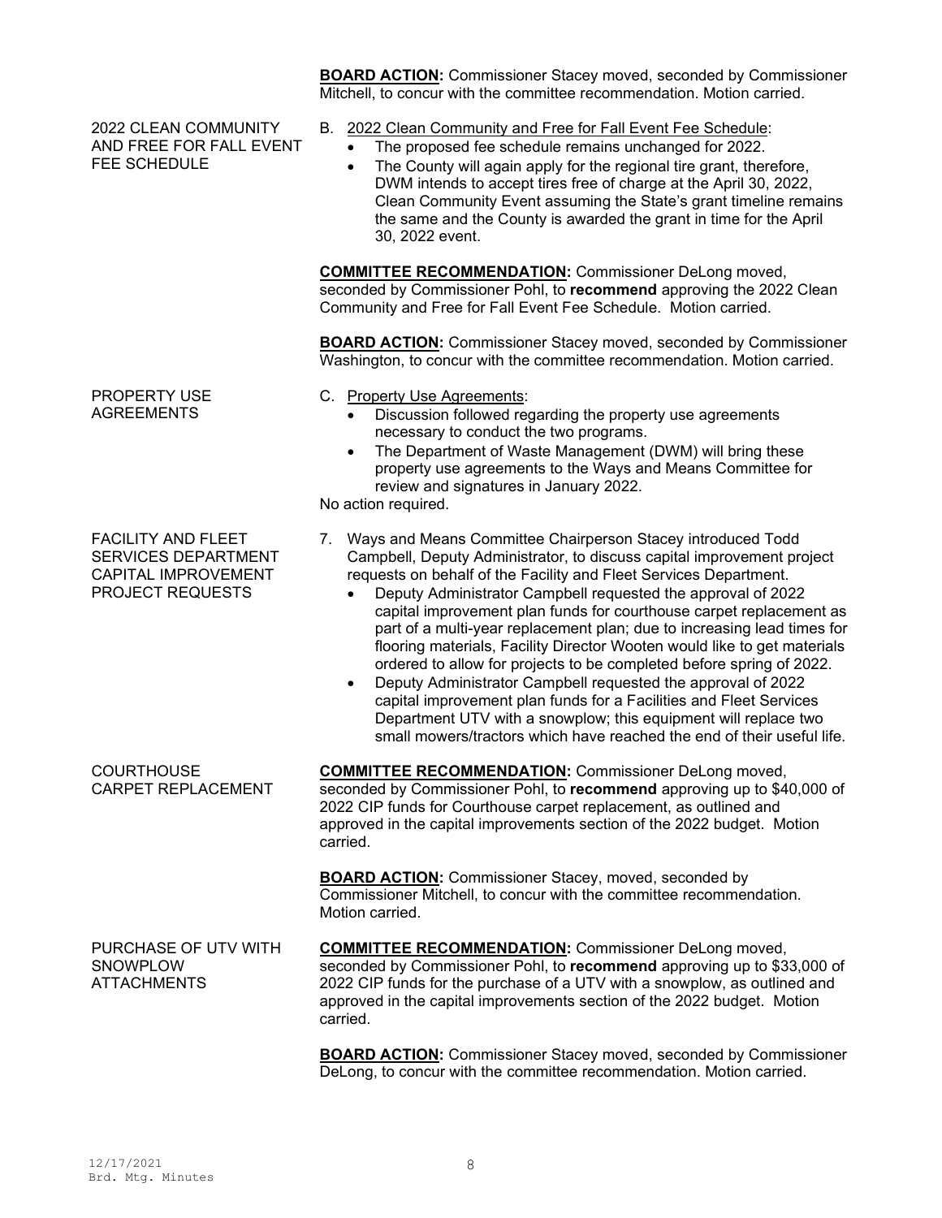**BOARD ACTION:** Commissioner Stacey moved, seconded by Commissioner Mitchell, to concur with the committee recommendation. Motion carried.

2022 CLEAN COMMUNITY AND FREE FOR FALL EVENT FEE SCHEDULE

B. 2022 Clean Community and Free for Fall Event Fee Schedule:
- The proposed fee schedule remains unchanged for 2022.
- The County will again apply for the regional tire grant, therefore, DWM intends to accept tires free of charge at the April 30, 2022, Clean Community Event assuming the State's grant timeline remains the same and the County is awarded the grant in time for the April 30, 2022 event.

**COMMITTEE RECOMMENDATION:** Commissioner DeLong moved, seconded by Commissioner Pohl, to **recommend** approving the 2022 Clean Community and Free for Fall Event Fee Schedule. Motion carried.

**BOARD ACTION:** Commissioner Stacey moved, seconded by Commissioner Washington, to concur with the committee recommendation. Motion carried.

PROPERTY USE AGREEMENTS

C. Property Use Agreements:
- Discussion followed regarding the property use agreements necessary to conduct the two programs.
- The Department of Waste Management (DWM) will bring these property use agreements to the Ways and Means Committee for review and signatures in January 2022.

No action required.

FACILITY AND FLEET SERVICES DEPARTMENT CAPITAL IMPROVEMENT PROJECT REQUESTS

7. Ways and Means Committee Chairperson Stacey introduced Todd Campbell, Deputy Administrator, to discuss capital improvement project requests on behalf of the Facility and Fleet Services Department.
   - Deputy Administrator Campbell requested the approval of 2022 capital improvement plan funds for courthouse carpet replacement as part of a multi-year replacement plan; due to increasing lead times for flooring materials, Facility Director Wooten would like to get materials ordered to allow for projects to be completed before spring of 2022.
   - Deputy Administrator Campbell requested the approval of 2022 capital improvement plan funds for a Facilities and Fleet Services Department UTV with a snowplow; this equipment will replace two small mowers/tractors which have reached the end of their useful life.

COURTHOUSE CARPET REPLACEMENT

**COMMITTEE RECOMMENDATION:** Commissioner DeLong moved, seconded by Commissioner Pohl, to **recommend** approving up to $40,000 of 2022 CIP funds for Courthouse carpet replacement, as outlined and approved in the capital improvements section of the 2022 budget. Motion carried.

**BOARD ACTION:** Commissioner Stacey, moved, seconded by Commissioner Mitchell, to concur with the committee recommendation. Motion carried.

PURCHASE OF UTV WITH SNOWPLOW ATTACHMENTS

**COMMITTEE RECOMMENDATION:** Commissioner DeLong moved, seconded by Commissioner Pohl, to **recommend** approving up to $33,000 of 2022 CIP funds for the purchase of a UTV with a snowplow, as outlined and approved in the capital improvements section of the 2022 budget. Motion carried.

**BOARD ACTION:** Commissioner Stacey moved, seconded by Commissioner DeLong, to concur with the committee recommendation. Motion carried.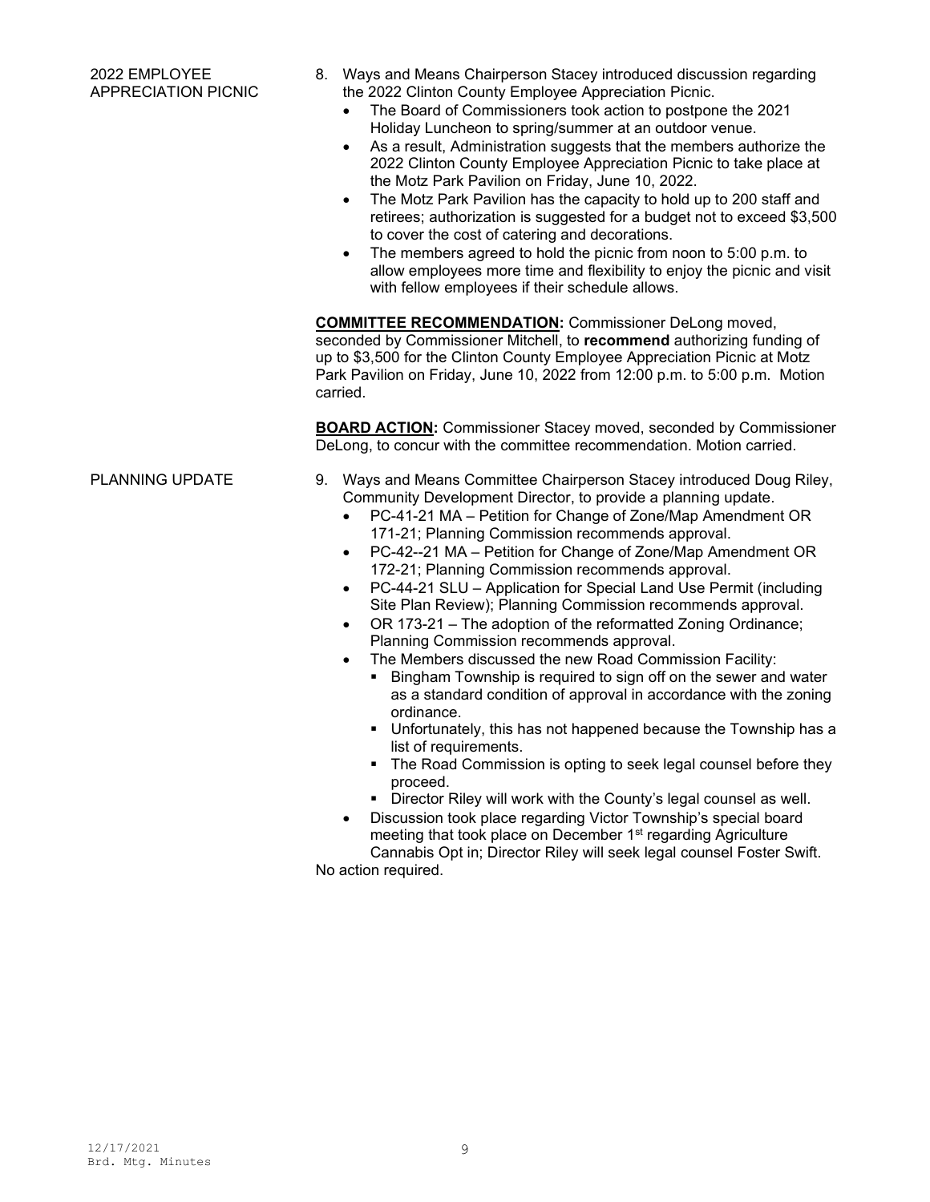**2022 EMPLOYEE APPRECIATION PICNIC**

8. Ways and Means Chairperson Stacey introduced discussion regarding the 2022 Clinton County Employee Appreciation Picnic.
   - The Board of Commissioners took action to postpone the 2021 Holiday Luncheon to spring/summer at an outdoor venue.
   - As a result, Administration suggests that the members authorize the 2022 Clinton County Employee Appreciation Picnic to take place at the Motz Park Pavilion on Friday, June 10, 2022.
   - The Motz Park Pavilion has the capacity to hold up to 200 staff and retirees; authorization is suggested for a budget not to exceed $3,500 to cover the cost of catering and decorations.
   - The members agreed to hold the picnic from noon to 5:00 p.m. to allow employees more time and flexibility to enjoy the picnic and visit with fellow employees if their schedule allows.

**COMMITTEE RECOMMENDATION:** Commissioner DeLong moved, seconded by Commissioner Mitchell, to **recommend** authorizing funding of up to $3,500 for the Clinton County Employee Appreciation Picnic at Motz Park Pavilion on Friday, June 10, 2022 from 12:00 p.m. to 5:00 p.m. Motion carried.

**BOARD ACTION:** Commissioner Stacey moved, seconded by Commissioner DeLong, to concur with the committee recommendation. Motion carried.

**PLANNING UPDATE**

9. Ways and Means Committee Chairperson Stacey introduced Doug Riley, Community Development Director, to provide a planning update.
   - PC-41-21 MA – Petition for Change of Zone/Map Amendment OR 171-21; Planning Commission recommends approval.
   - PC-42--21 MA – Petition for Change of Zone/Map Amendment OR 172-21; Planning Commission recommends approval.
   - PC-44-21 SLU – Application for Special Land Use Permit (including Site Plan Review); Planning Commission recommends approval.
   - OR 173-21 – The adoption of the reformatted Zoning Ordinance; Planning Commission recommends approval.
   - The Members discussed the new Road Commission Facility:
     - Bingham Township is required to sign off on the sewer and water as a standard condition of approval in accordance with the zoning ordinance.
     - Unfortunately, this has not happened because the Township has a list of requirements.
     - The Road Commission is opting to seek legal counsel before they proceed.
     - Director Riley will work with the County's legal counsel as well.
   - Discussion took place regarding Victor Township's special board meeting that took place on December 1st regarding Agriculture Cannabis Opt in; Director Riley will seek legal counsel Foster Swift.

No action required.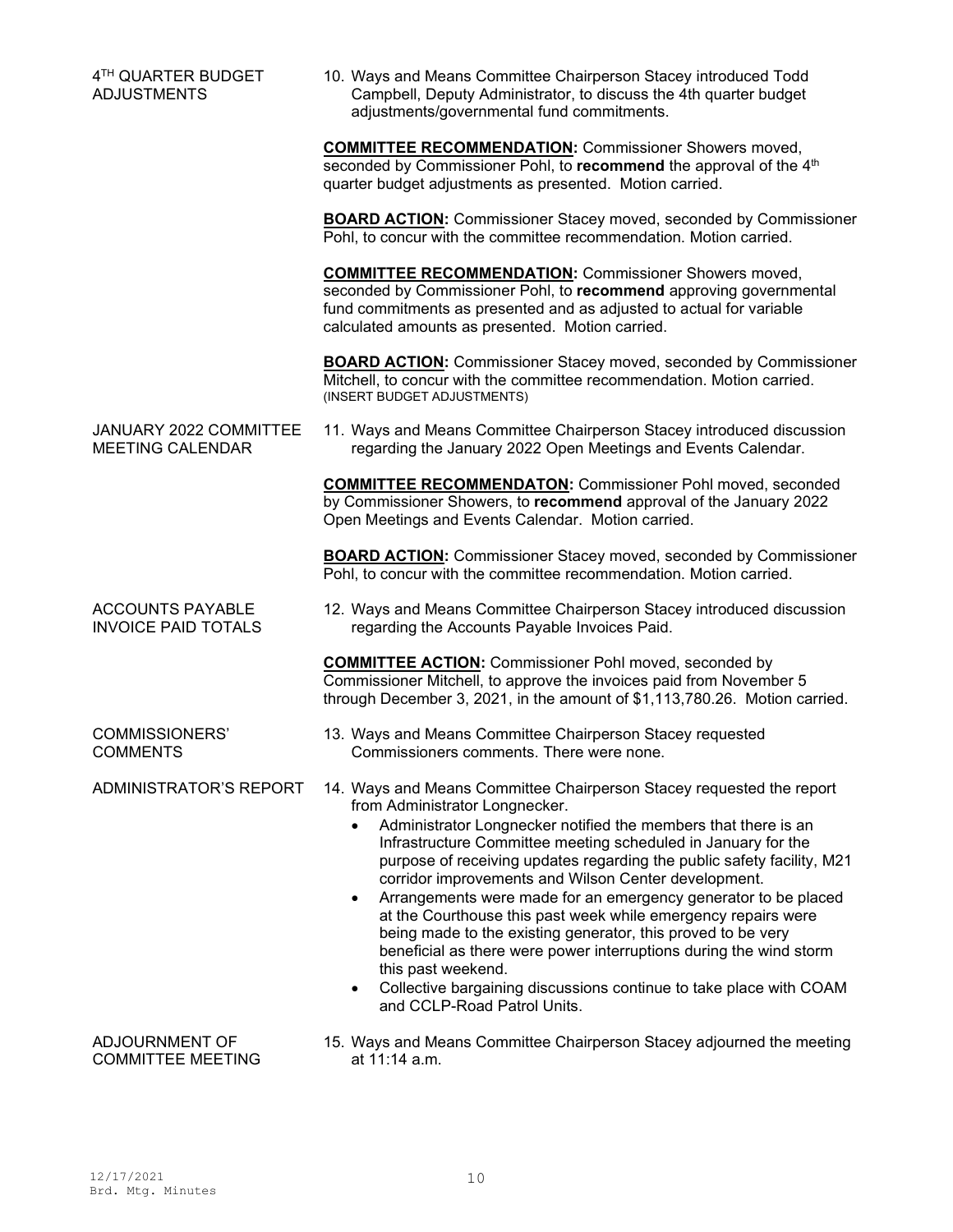**4TH QUARTER BUDGET ADJUSTMENTS**

10. Ways and Means Committee Chairperson Stacey introduced Todd Campbell, Deputy Administrator, to discuss the 4th quarter budget adjustments/governmental fund commitments.

**COMMITTEE RECOMMENDATION:** Commissioner Showers moved, seconded by Commissioner Pohl, to **recommend** the approval of the 4th quarter budget adjustments as presented. Motion carried.

**BOARD ACTION:** Commissioner Stacey moved, seconded by Commissioner Pohl, to concur with the committee recommendation. Motion carried.

**COMMITTEE RECOMMENDATION:** Commissioner Showers moved, seconded by Commissioner Pohl, to **recommend** approving governmental fund commitments as presented and as adjusted to actual for variable calculated amounts as presented. Motion carried.

**BOARD ACTION:** Commissioner Stacey moved, seconded by Commissioner Mitchell, to concur with the committee recommendation. Motion carried.
(INSERT BUDGET ADJUSTMENTS)

**JANUARY 2022 COMMITTEE MEETING CALENDAR**

11. Ways and Means Committee Chairperson Stacey introduced discussion regarding the January 2022 Open Meetings and Events Calendar.

**COMMITTEE RECOMMENDATON:** Commissioner Pohl moved, seconded by Commissioner Showers, to **recommend** approval of the January 2022 Open Meetings and Events Calendar. Motion carried.

**BOARD ACTION:** Commissioner Stacey moved, seconded by Commissioner Pohl, to concur with the committee recommendation. Motion carried.

**ACCOUNTS PAYABLE INVOICE PAID TOTALS**

12. Ways and Means Committee Chairperson Stacey introduced discussion regarding the Accounts Payable Invoices Paid.

**COMMITTEE ACTION:** Commissioner Pohl moved, seconded by Commissioner Mitchell, to approve the invoices paid from November 5 through December 3, 2021, in the amount of $1,113,780.26. Motion carried.

**COMMISSIONERS' COMMENTS**

13. Ways and Means Committee Chairperson Stacey requested Commissioners comments. There were none.

**ADMINISTRATOR'S REPORT**

14. Ways and Means Committee Chairperson Stacey requested the report from Administrator Longnecker.
    - Administrator Longnecker notified the members that there is an Infrastructure Committee meeting scheduled in January for the purpose of receiving updates regarding the public safety facility, M21 corridor improvements and Wilson Center development.
    - Arrangements were made for an emergency generator to be placed at the Courthouse this past week while emergency repairs were being made to the existing generator, this proved to be very beneficial as there were power interruptions during the wind storm this past weekend.
    - Collective bargaining discussions continue to take place with COAM and CCLP-Road Patrol Units.

**ADJOURNMENT OF COMMITTEE MEETING**

15. Ways and Means Committee Chairperson Stacey adjourned the meeting at 11:14 a.m.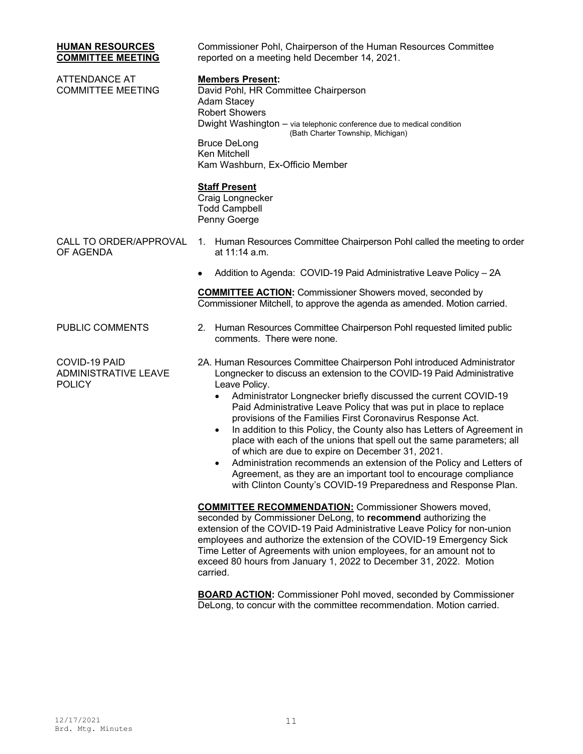**HUMAN RESOURCES COMMITTEE MEETING**

Commissioner Pohl, Chairperson of the Human Resources Committee reported on a meeting held December 14, 2021.

ATTENDANCE AT COMMITTEE MEETING

**Members Present:**
David Pohl, HR Committee Chairperson
Adam Stacey
Robert Showers
Dwight Washington – via telephonic conference due to medical condition (Bath Charter Township, Michigan)
Bruce DeLong
Ken Mitchell
Kam Washburn, Ex-Officio Member

**Staff Present**
Craig Longnecker
Todd Campbell
Penny Goerge

CALL TO ORDER/APPROVAL OF AGENDA

1. Human Resources Committee Chairperson Pohl called the meeting to order at 11:14 a.m.

- Addition to Agenda: COVID-19 Paid Administrative Leave Policy – 2A

**COMMITTEE ACTION:** Commissioner Showers moved, seconded by Commissioner Mitchell, to approve the agenda as amended. Motion carried.

PUBLIC COMMENTS

2. Human Resources Committee Chairperson Pohl requested limited public comments. There were none.

COVID-19 PAID ADMINISTRATIVE LEAVE POLICY

2A. Human Resources Committee Chairperson Pohl introduced Administrator Longnecker to discuss an extension to the COVID-19 Paid Administrative Leave Policy.
- Administrator Longnecker briefly discussed the current COVID-19 Paid Administrative Leave Policy that was put in place to replace provisions of the Families First Coronavirus Response Act.
- In addition to this Policy, the County also has Letters of Agreement in place with each of the unions that spell out the same parameters; all of which are due to expire on December 31, 2021.
- Administration recommends an extension of the Policy and Letters of Agreement, as they are an important tool to encourage compliance with Clinton County's COVID-19 Preparedness and Response Plan.

**COMMITTEE RECOMMENDATION:** Commissioner Showers moved, seconded by Commissioner DeLong, to **recommend** authorizing the extension of the COVID-19 Paid Administrative Leave Policy for non-union employees and authorize the extension of the COVID-19 Emergency Sick Time Letter of Agreements with union employees, for an amount not to exceed 80 hours from January 1, 2022 to December 31, 2022. Motion carried.

**BOARD ACTION:** Commissioner Pohl moved, seconded by Commissioner DeLong, to concur with the committee recommendation. Motion carried.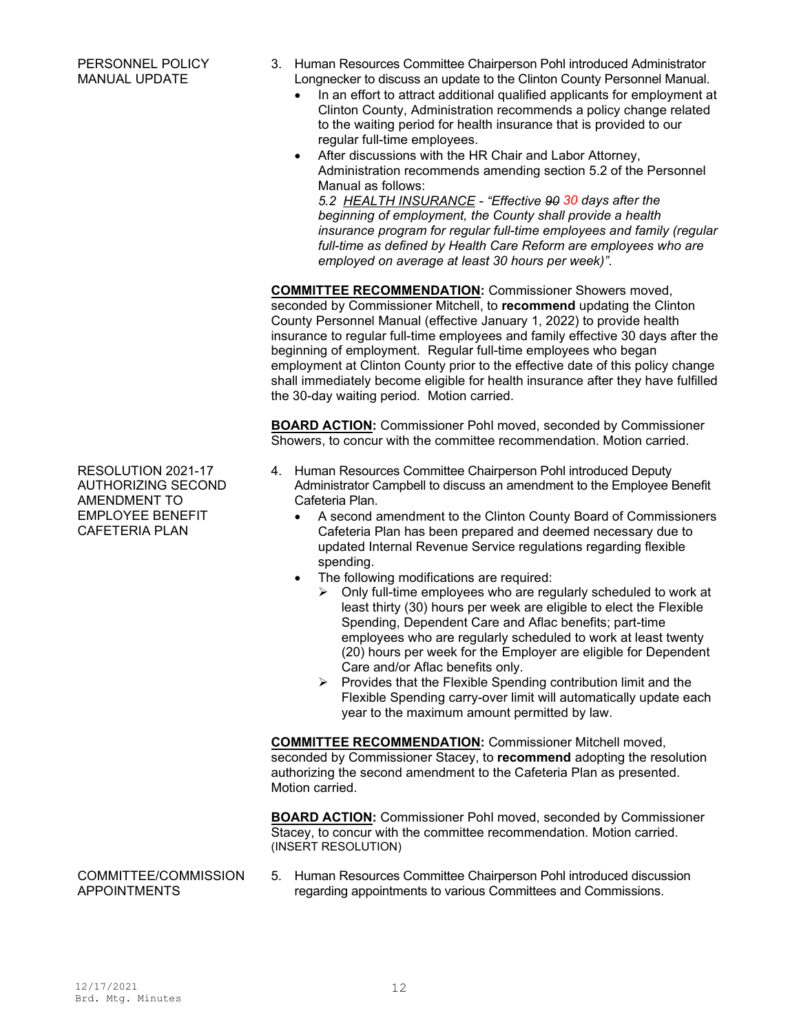PERSONNEL POLICY MANUAL UPDATE

3. Human Resources Committee Chairperson Pohl introduced Administrator Longnecker to discuss an update to the Clinton County Personnel Manual.
   - In an effort to attract additional qualified applicants for employment at Clinton County, Administration recommends a policy change related to the waiting period for health insurance that is provided to our regular full-time employees.
   - After discussions with the HR Chair and Labor Attorney, Administration recommends amending section 5.2 of the Personnel Manual as follows:
     *5.2 HEALTH INSURANCE - "Effective ~~90~~ 30 days after the beginning of employment, the County shall provide a health insurance program for regular full-time employees and family (regular full-time as defined by Health Care Reform are employees who are employed on average at least 30 hours per week)".*

**COMMITTEE RECOMMENDATION:** Commissioner Showers moved, seconded by Commissioner Mitchell, to **recommend** updating the Clinton County Personnel Manual (effective January 1, 2022) to provide health insurance to regular full-time employees and family effective 30 days after the beginning of employment. Regular full-time employees who began employment at Clinton County prior to the effective date of this policy change shall immediately become eligible for health insurance after they have fulfilled the 30-day waiting period. Motion carried.

**BOARD ACTION:** Commissioner Pohl moved, seconded by Commissioner Showers, to concur with the committee recommendation. Motion carried.

RESOLUTION 2021-17 AUTHORIZING SECOND AMENDMENT TO EMPLOYEE BENEFIT CAFETERIA PLAN

4. Human Resources Committee Chairperson Pohl introduced Deputy Administrator Campbell to discuss an amendment to the Employee Benefit Cafeteria Plan.
   - A second amendment to the Clinton County Board of Commissioners Cafeteria Plan has been prepared and deemed necessary due to updated Internal Revenue Service regulations regarding flexible spending.
   - The following modifications are required:
     - Only full-time employees who are regularly scheduled to work at least thirty (30) hours per week are eligible to elect the Flexible Spending, Dependent Care and Aflac benefits; part-time employees who are regularly scheduled to work at least twenty (20) hours per week for the Employer are eligible for Dependent Care and/or Aflac benefits only.
     - Provides that the Flexible Spending contribution limit and the Flexible Spending carry-over limit will automatically update each year to the maximum amount permitted by law.

**COMMITTEE RECOMMENDATION:** Commissioner Mitchell moved, seconded by Commissioner Stacey, to **recommend** adopting the resolution authorizing the second amendment to the Cafeteria Plan as presented. Motion carried.

**BOARD ACTION:** Commissioner Pohl moved, seconded by Commissioner Stacey, to concur with the committee recommendation. Motion carried.
(INSERT RESOLUTION)

COMMITTEE/COMMISSION APPOINTMENTS

5. Human Resources Committee Chairperson Pohl introduced discussion regarding appointments to various Committees and Commissions.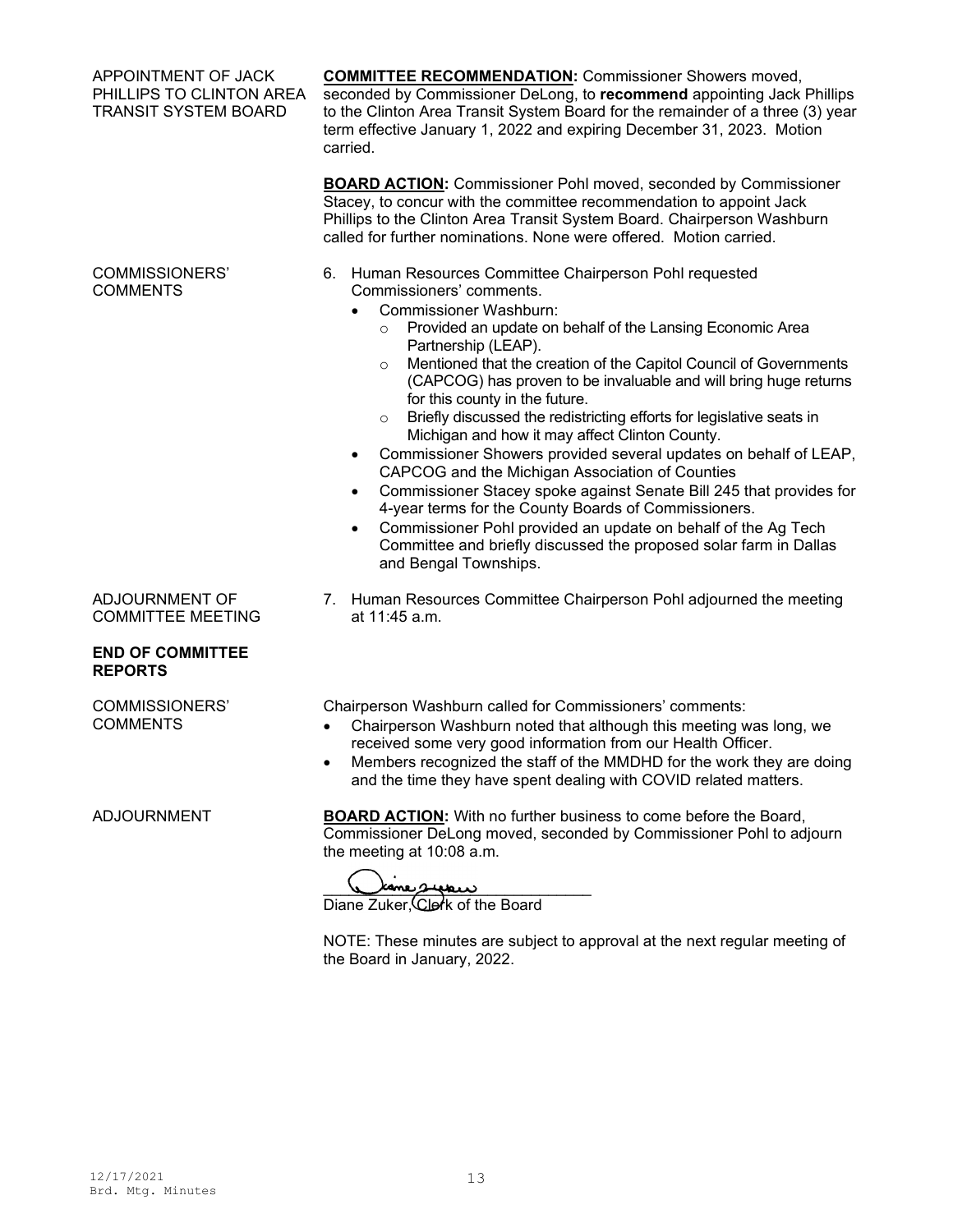APPOINTMENT OF JACK PHILLIPS TO CLINTON AREA TRANSIT SYSTEM BOARD

**COMMITTEE RECOMMENDATION:** Commissioner Showers moved, seconded by Commissioner DeLong, to **recommend** appointing Jack Phillips to the Clinton Area Transit System Board for the remainder of a three (3) year term effective January 1, 2022 and expiring December 31, 2023. Motion carried.

**BOARD ACTION:** Commissioner Pohl moved, seconded by Commissioner Stacey, to concur with the committee recommendation to appoint Jack Phillips to the Clinton Area Transit System Board. Chairperson Washburn called for further nominations. None were offered. Motion carried.

COMMISSIONERS' COMMENTS

6. Human Resources Committee Chairperson Pohl requested Commissioners' comments.
   - Commissioner Washburn:
     - Provided an update on behalf of the Lansing Economic Area Partnership (LEAP).
     - Mentioned that the creation of the Capitol Council of Governments (CAPCOG) has proven to be invaluable and will bring huge returns for this county in the future.
     - Briefly discussed the redistricting efforts for legislative seats in Michigan and how it may affect Clinton County.
   - Commissioner Showers provided several updates on behalf of LEAP, CAPCOG and the Michigan Association of Counties
   - Commissioner Stacey spoke against Senate Bill 245 that provides for 4-year terms for the County Boards of Commissioners.
   - Commissioner Pohl provided an update on behalf of the Ag Tech Committee and briefly discussed the proposed solar farm in Dallas and Bengal Townships.

ADJOURNMENT OF COMMITTEE MEETING

7. Human Resources Committee Chairperson Pohl adjourned the meeting at 11:45 a.m.

**END OF COMMITTEE REPORTS**

COMMISSIONERS' COMMENTS

Chairperson Washburn called for Commissioners' comments:

- Chairperson Washburn noted that although this meeting was long, we received some very good information from our Health Officer.
- Members recognized the staff of the MMDHD for the work they are doing and the time they have spent dealing with COVID related matters.

ADJOURNMENT

**BOARD ACTION:** With no further business to come before the Board, Commissioner DeLong moved, seconded by Commissioner Pohl to adjourn the meeting at 10:08 a.m.

\_\_\_\_\_\_\_\_\_\_\_\_\_\_\_\_\_\_\_\_\_\_\_\_\_\_\_\_\_\_
Diane Zuker, Clerk of the Board

NOTE: These minutes are subject to approval at the next regular meeting of the Board in January, 2022.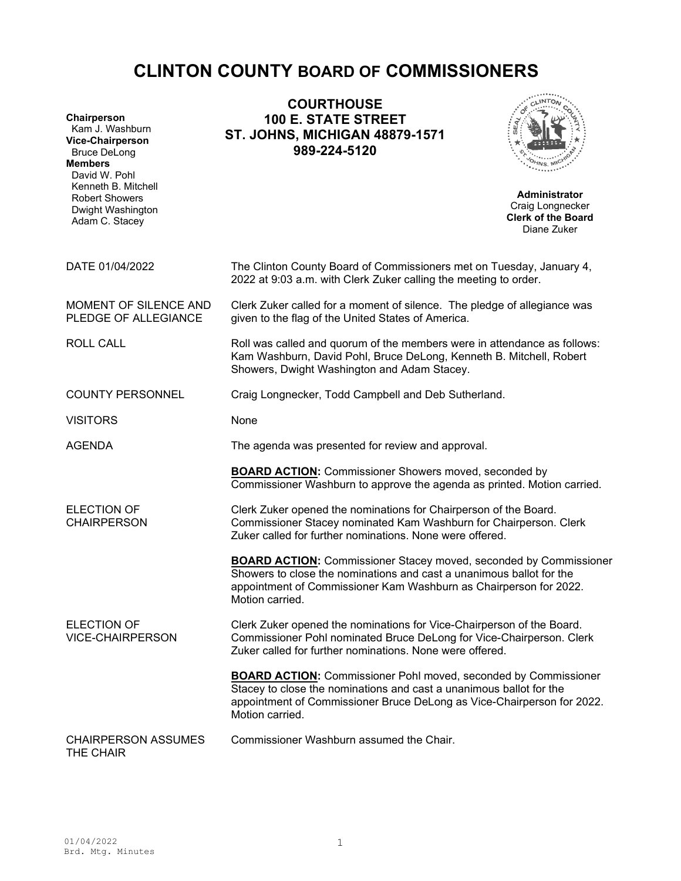# CLINTON COUNTY BOARD OF COMMISSIONERS

**COURTHOUSE**
**100 E. STATE STREET**
**ST. JOHNS, MICHIGAN 48879-1571**
**989-224-5120**

**Chairperson**
Kam J. Washburn
**Vice-Chairperson**
Bruce DeLong
**Members**
David W. Pohl
Kenneth B. Mitchell
Robert Showers
Dwight Washington
Adam C. Stacey

**Administrator**
Craig Longnecker
**Clerk of the Board**
Diane Zuker

| | |
|---|---|
| DATE 01/04/2022 | The Clinton County Board of Commissioners met on Tuesday, January 4, 2022 at 9:03 a.m. with Clerk Zuker calling the meeting to order. |
| MOMENT OF SILENCE AND PLEDGE OF ALLEGIANCE | Clerk Zuker called for a moment of silence. The pledge of allegiance was given to the flag of the United States of America. |
| ROLL CALL | Roll was called and quorum of the members were in attendance as follows: Kam Washburn, David Pohl, Bruce DeLong, Kenneth B. Mitchell, Robert Showers, Dwight Washington and Adam Stacey. |
| COUNTY PERSONNEL | Craig Longnecker, Todd Campbell and Deb Sutherland. |
| VISITORS | None |
| AGENDA | The agenda was presented for review and approval. |
| | **BOARD ACTION:** Commissioner Showers moved, seconded by Commissioner Washburn to approve the agenda as printed. Motion carried. |
| ELECTION OF CHAIRPERSON | Clerk Zuker opened the nominations for Chairperson of the Board. Commissioner Stacey nominated Kam Washburn for Chairperson. Clerk Zuker called for further nominations. None were offered. |
| | **BOARD ACTION:** Commissioner Stacey moved, seconded by Commissioner Showers to close the nominations and cast a unanimous ballot for the appointment of Commissioner Kam Washburn as Chairperson for 2022. Motion carried. |
| ELECTION OF VICE-CHAIRPERSON | Clerk Zuker opened the nominations for Vice-Chairperson of the Board. Commissioner Pohl nominated Bruce DeLong for Vice-Chairperson. Clerk Zuker called for further nominations. None were offered. |
| | **BOARD ACTION:** Commissioner Pohl moved, seconded by Commissioner Stacey to close the nominations and cast a unanimous ballot for the appointment of Commissioner Bruce DeLong as Vice-Chairperson for 2022. Motion carried. |
| CHAIRPERSON ASSUMES THE CHAIR | Commissioner Washburn assumed the Chair. |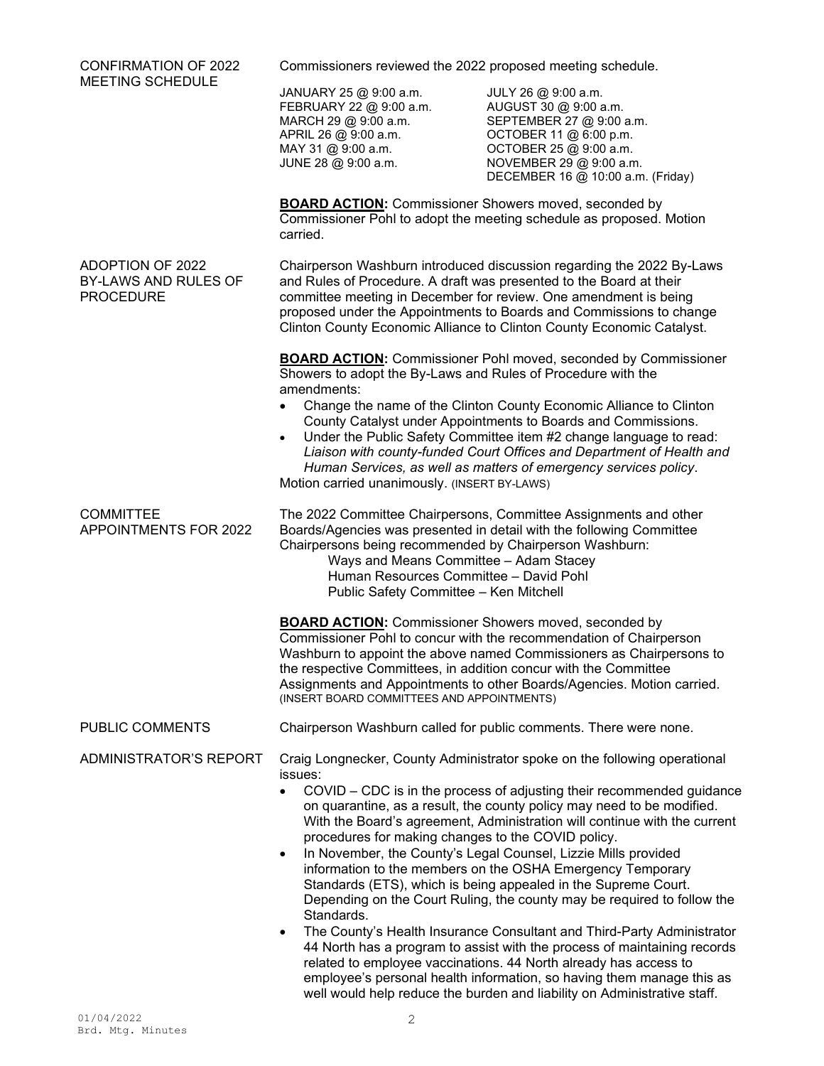**CONFIRMATION OF 2022 MEETING SCHEDULE**

Commissioners reviewed the 2022 proposed meeting schedule.

| | |
|---|---|
| JANUARY 25 @ 9:00 a.m. | JULY 26 @ 9:00 a.m. |
| FEBRUARY 22 @ 9:00 a.m. | AUGUST 30 @ 9:00 a.m. |
| MARCH 29 @ 9:00 a.m. | SEPTEMBER 27 @ 9:00 a.m. |
| APRIL 26 @ 9:00 a.m. | OCTOBER 11 @ 6:00 p.m. |
| MAY 31 @ 9:00 a.m. | OCTOBER 25 @ 9:00 a.m. |
| JUNE 28 @ 9:00 a.m. | NOVEMBER 29 @ 9:00 a.m. |
| | DECEMBER 16 @ 10:00 a.m. (Friday) |

**BOARD ACTION:** Commissioner Showers moved, seconded by Commissioner Pohl to adopt the meeting schedule as proposed. Motion carried.

**ADOPTION OF 2022 BY-LAWS AND RULES OF PROCEDURE**

Chairperson Washburn introduced discussion regarding the 2022 By-Laws and Rules of Procedure. A draft was presented to the Board at their committee meeting in December for review. One amendment is being proposed under the Appointments to Boards and Commissions to change Clinton County Economic Alliance to Clinton County Economic Catalyst.

**BOARD ACTION:** Commissioner Pohl moved, seconded by Commissioner Showers to adopt the By-Laws and Rules of Procedure with the amendments:

- Change the name of the Clinton County Economic Alliance to Clinton County Catalyst under Appointments to Boards and Commissions.
- Under the Public Safety Committee item #2 change language to read: *Liaison with county-funded Court Offices and Department of Health and Human Services, as well as matters of emergency services policy*.

Motion carried unanimously. (INSERT BY-LAWS)

**COMMITTEE APPOINTMENTS FOR 2022**

The 2022 Committee Chairpersons, Committee Assignments and other Boards/Agencies was presented in detail with the following Committee Chairpersons being recommended by Chairperson Washburn:

Ways and Means Committee – Adam Stacey
Human Resources Committee – David Pohl
Public Safety Committee – Ken Mitchell

**BOARD ACTION:** Commissioner Showers moved, seconded by Commissioner Pohl to concur with the recommendation of Chairperson Washburn to appoint the above named Commissioners as Chairpersons to the respective Committees, in addition concur with the Committee Assignments and Appointments to other Boards/Agencies. Motion carried. (INSERT BOARD COMMITTEES AND APPOINTMENTS)

**PUBLIC COMMENTS**

Chairperson Washburn called for public comments. There were none.

**ADMINISTRATOR'S REPORT**

Craig Longnecker, County Administrator spoke on the following operational issues:

- COVID – CDC is in the process of adjusting their recommended guidance on quarantine, as a result, the county policy may need to be modified. With the Board's agreement, Administration will continue with the current procedures for making changes to the COVID policy.
- In November, the County's Legal Counsel, Lizzie Mills provided information to the members on the OSHA Emergency Temporary Standards (ETS), which is being appealed in the Supreme Court. Depending on the Court Ruling, the county may be required to follow the Standards.
- The County's Health Insurance Consultant and Third-Party Administrator 44 North has a program to assist with the process of maintaining records related to employee vaccinations. 44 North already has access to employee's personal health information, so having them manage this as well would help reduce the burden and liability on Administrative staff.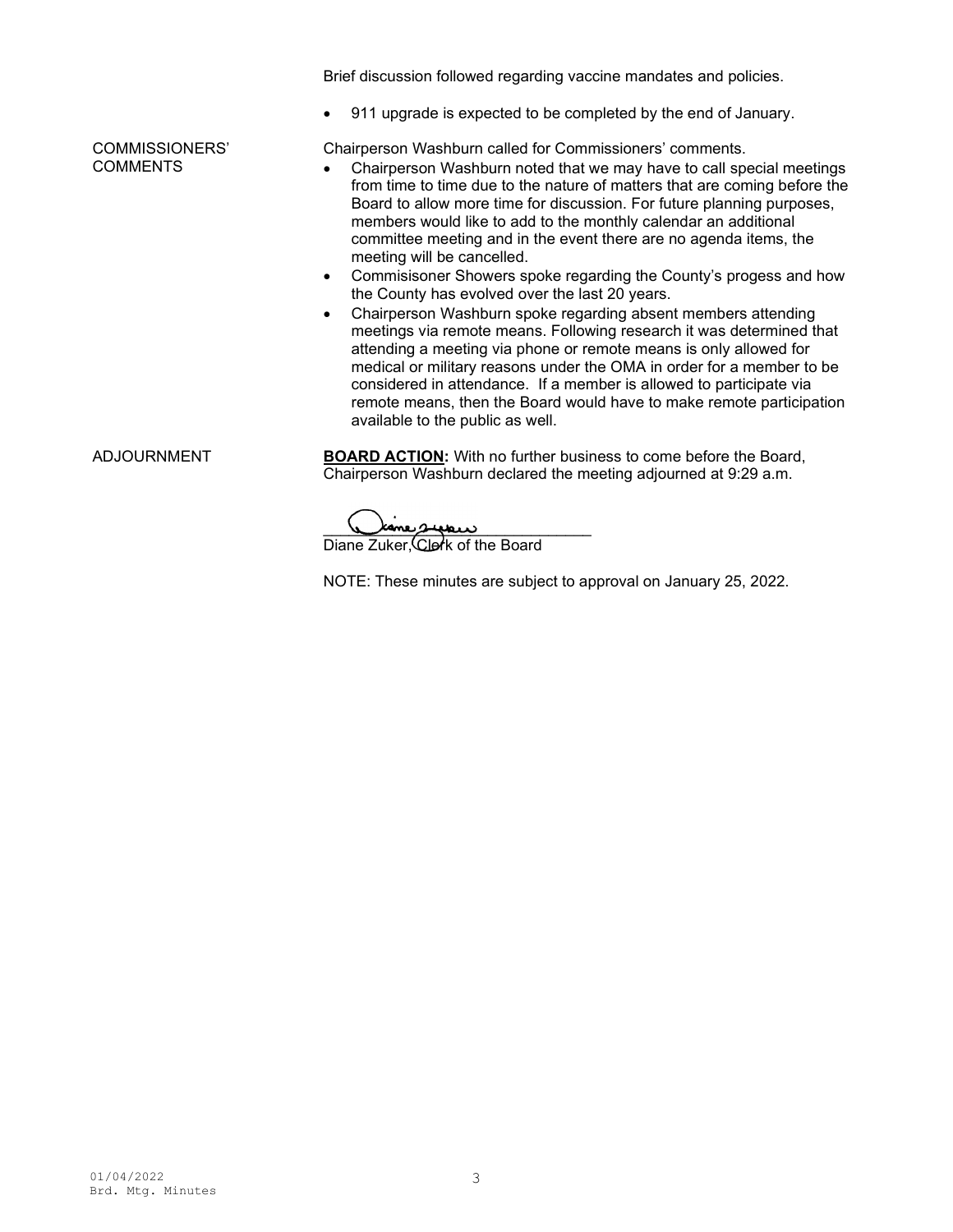Brief discussion followed regarding vaccine mandates and policies.

- 911 upgrade is expected to be completed by the end of January.

COMMISSIONERS' COMMENTS

Chairperson Washburn called for Commissioners' comments.

- Chairperson Washburn noted that we may have to call special meetings from time to time due to the nature of matters that are coming before the Board to allow more time for discussion. For future planning purposes, members would like to add to the monthly calendar an additional committee meeting and in the event there are no agenda items, the meeting will be cancelled.
- Commisisoner Showers spoke regarding the County's progess and how the County has evolved over the last 20 years.
- Chairperson Washburn spoke regarding absent members attending meetings via remote means. Following research it was determined that attending a meeting via phone or remote means is only allowed for medical or military reasons under the OMA in order for a member to be considered in attendance. If a member is allowed to participate via remote means, then the Board would have to make remote participation available to the public as well.

ADJOURNMENT

**BOARD ACTION:** With no further business to come before the Board, Chairperson Washburn declared the meeting adjourned at 9:29 a.m.

Diane Zuker, Clerk of the Board

NOTE: These minutes are subject to approval on January 25, 2022.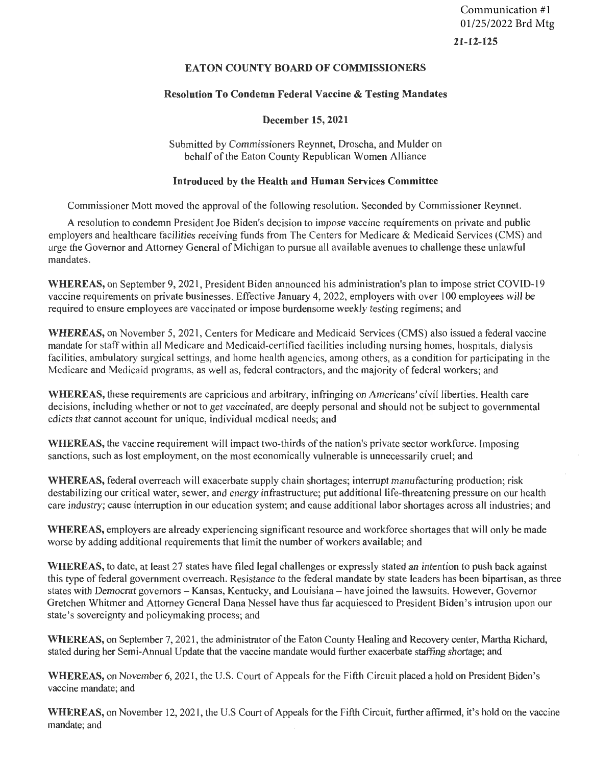Communication #1
01/25/2022 Brd Mtg

**21-12-125**

## EATON COUNTY BOARD OF COMMISSIONERS

### Resolution To Condemn Federal Vaccine & Testing Mandates

**December 15, 2021**

Submitted by Commissioners Reynnet, Droscha, and Mulder on behalf of the Eaton County Republican Women Alliance

**Introduced by the Health and Human Services Committee**

Commissioner Mott moved the approval of the following resolution. Seconded by Commissioner Reynnet.

A resolution to condemn President Joe Biden's decision to impose vaccine requirements on private and public employers and healthcare facilities receiving funds from The Centers for Medicare & Medicaid Services (CMS) and urge the Governor and Attorney General of Michigan to pursue all available avenues to challenge these unlawful mandates.

**WHEREAS,** on September 9, 2021, President Biden announced his administration's plan to impose strict COVID-19 vaccine requirements on private businesses. Effective January 4, 2022, employers with over 100 employees will be required to ensure employees are vaccinated or impose burdensome weekly testing regimens; and

**WHEREAS,** on November 5, 2021, Centers for Medicare and Medicaid Services (CMS) also issued a federal vaccine mandate for staff within all Medicare and Medicaid-certified facilities including nursing homes, hospitals, dialysis facilities, ambulatory surgical settings, and home health agencies, among others, as a condition for participating in the Medicare and Medicaid programs, as well as, federal contractors, and the majority of federal workers; and

**WHEREAS,** these requirements are capricious and arbitrary, infringing on Americans' civil liberties. Health care decisions, including whether or not to get vaccinated, are deeply personal and should not be subject to governmental edicts that cannot account for unique, individual medical needs; and

**WHEREAS,** the vaccine requirement will impact two-thirds of the nation's private sector workforce. Imposing sanctions, such as lost employment, on the most economically vulnerable is unnecessarily cruel; and

**WHEREAS,** federal overreach will exacerbate supply chain shortages; interrupt manufacturing production; risk destabilizing our critical water, sewer, and energy infrastructure; put additional life-threatening pressure on our health care industry; cause interruption in our education system; and cause additional labor shortages across all industries; and

**WHEREAS,** employers are already experiencing significant resource and workforce shortages that will only be made worse by adding additional requirements that limit the number of workers available; and

**WHEREAS,** to date, at least 27 states have filed legal challenges or expressly stated an intention to push back against this type of federal government overreach. Resistance to the federal mandate by state leaders has been bipartisan, as three states with Democrat governors – Kansas, Kentucky, and Louisiana – have joined the lawsuits. However, Governor Gretchen Whitmer and Attorney General Dana Nessel have thus far acquiesced to President Biden's intrusion upon our state's sovereignty and policymaking process; and

**WHEREAS,** on September 7, 2021, the administrator of the Eaton County Healing and Recovery center, Martha Richard, stated during her Semi-Annual Update that the vaccine mandate would further exacerbate staffing shortage; and

**WHEREAS,** on November 6, 2021, the U.S. Court of Appeals for the Fifth Circuit placed a hold on President Biden's vaccine mandate; and

**WHEREAS,** on November 12, 2021, the U.S Court of Appeals for the Fifth Circuit, further affirmed, it's hold on the vaccine mandate; and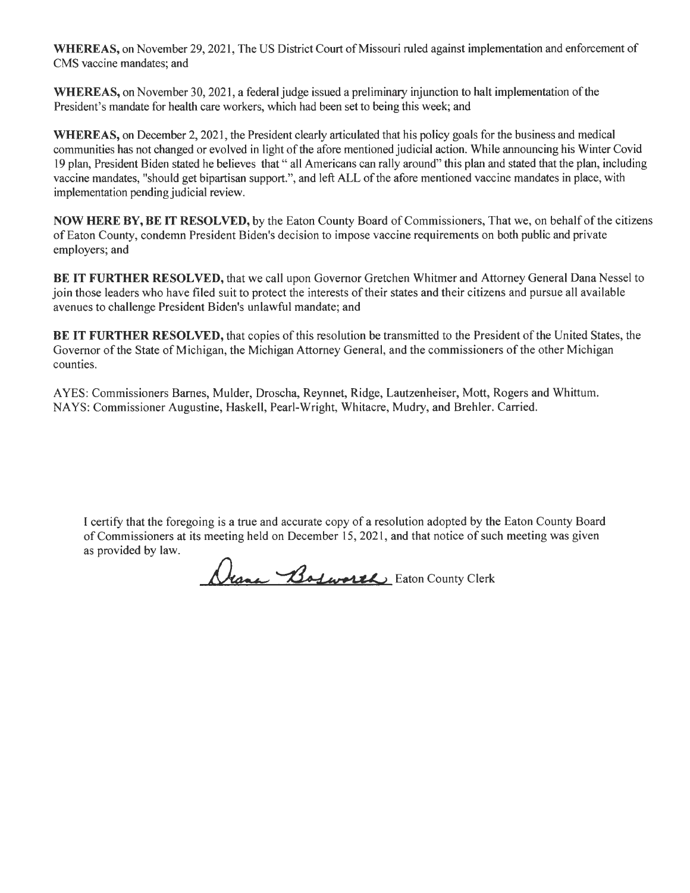**WHEREAS,** on November 29, 2021, The US District Court of Missouri ruled against implementation and enforcement of CMS vaccine mandates; and

**WHEREAS,** on November 30, 2021, a federal judge issued a preliminary injunction to halt implementation of the President's mandate for health care workers, which had been set to being this week; and

**WHEREAS,** on December 2, 2021, the President clearly articulated that his policy goals for the business and medical communities has not changed or evolved in light of the afore mentioned judicial action. While announcing his Winter Covid 19 plan, President Biden stated he believes that " all Americans can rally around" this plan and stated that the plan, including vaccine mandates, "should get bipartisan support.", and left ALL of the afore mentioned vaccine mandates in place, with implementation pending judicial review.

**NOW HERE BY, BE IT RESOLVED,** by the Eaton County Board of Commissioners, That we, on behalf of the citizens of Eaton County, condemn President Biden's decision to impose vaccine requirements on both public and private employers; and

**BE IT FURTHER RESOLVED,** that we call upon Governor Gretchen Whitmer and Attorney General Dana Nessel to join those leaders who have filed suit to protect the interests of their states and their citizens and pursue all available avenues to challenge President Biden's unlawful mandate; and

**BE IT FURTHER RESOLVED,** that copies of this resolution be transmitted to the President of the United States, the Governor of the State of Michigan, the Michigan Attorney General, and the commissioners of the other Michigan counties.

AYES: Commissioners Barnes, Mulder, Droscha, Reynnet, Ridge, Lautzenheiser, Mott, Rogers and Whittum.
NAYS: Commissioner Augustine, Haskell, Pearl-Wright, Whitacre, Mudry, and Brehler. Carried.

I certify that the foregoing is a true and accurate copy of a resolution adopted by the Eaton County Board of Commissioners at its meeting held on December 15, 2021, and that notice of such meeting was given as provided by law.

Diana Bosworth Eaton County Clerk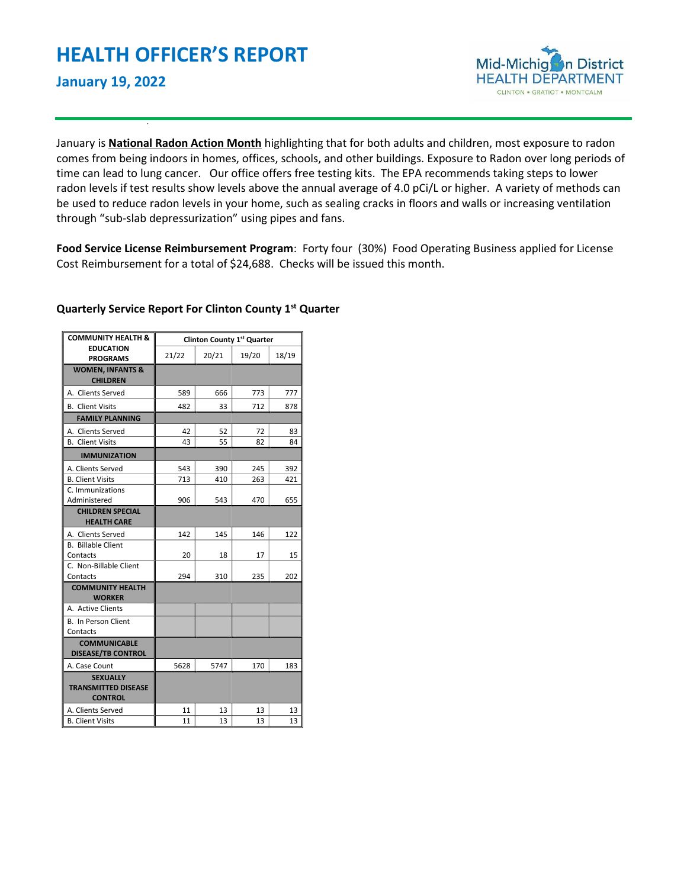# HEALTH OFFICER'S REPORT

## January 19, 2022

Mid-Michigan District HEALTH DEPARTMENT
CLINTON • GRATIOT • MONTCALM

January is **National Radon Action Month** highlighting that for both adults and children, most exposure to radon comes from being indoors in homes, offices, schools, and other buildings. Exposure to Radon over long periods of time can lead to lung cancer. Our office offers free testing kits. The EPA recommends taking steps to lower radon levels if test results show levels above the annual average of 4.0 pCi/L or higher. A variety of methods can be used to reduce radon levels in your home, such as sealing cracks in floors and walls or increasing ventilation through "sub-slab depressurization" using pipes and fans.

**Food Service License Reimbursement Program**: Forty four (30%) Food Operating Business applied for License Cost Reimbursement for a total of $24,688. Checks will be issued this month.

**Quarterly Service Report For Clinton County 1st Quarter**

| COMMUNITY HEALTH & EDUCATION PROGRAMS | Clinton County 1st Quarter | | | |
|---|---|---|---|---|
| | 21/22 | 20/21 | 19/20 | 18/19 |
| **WOMEN, INFANTS & CHILDREN** | | | | |
| A. Clients Served | 589 | 666 | 773 | 777 |
| B. Client Visits | 482 | 33 | 712 | 878 |
| **FAMILY PLANNING** | | | | |
| A. Clients Served | 42 | 52 | 72 | 83 |
| B. Client Visits | 43 | 55 | 82 | 84 |
| **IMMUNIZATION** | | | | |
| A. Clients Served | 543 | 390 | 245 | 392 |
| B. Client Visits | 713 | 410 | 263 | 421 |
| C. Immunizations Administered | 906 | 543 | 470 | 655 |
| **CHILDREN SPECIAL HEALTH CARE** | | | | |
| A. Clients Served | 142 | 145 | 146 | 122 |
| B. Billable Client Contacts | 20 | 18 | 17 | 15 |
| C. Non-Billable Client Contacts | 294 | 310 | 235 | 202 |
| **COMMUNITY HEALTH WORKER** | | | | |
| A. Active Clients | | | | |
| B. In Person Client Contacts | | | | |
| **COMMUNICABLE DISEASE/TB CONTROL** | | | | |
| A. Case Count | 5628 | 5747 | 170 | 183 |
| **SEXUALLY TRANSMITTED DISEASE CONTROL** | | | | |
| A. Clients Served | 11 | 13 | 13 | 13 |
| B. Client Visits | 11 | 13 | 13 | 13 |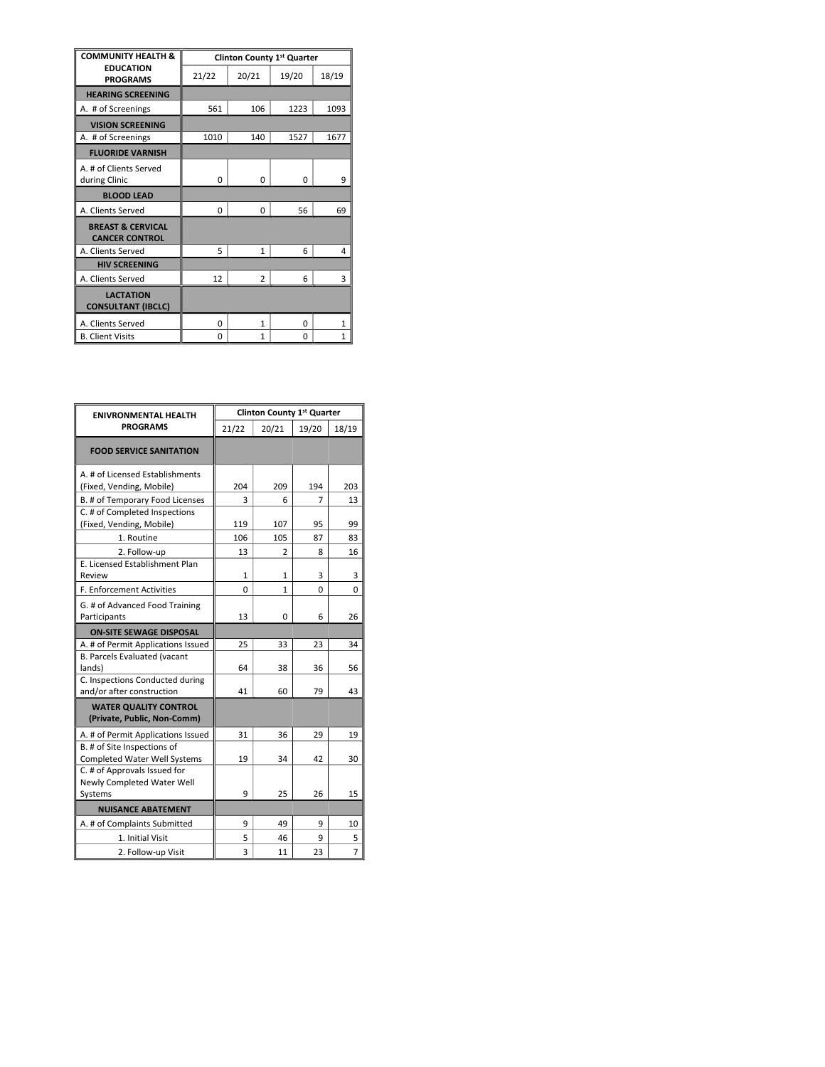| COMMUNITY HEALTH & EDUCATION PROGRAMS | Clinton County 1st Quarter | | | |
|---|---|---|---|---|
| | 21/22 | 20/21 | 19/20 | 18/19 |
| **HEARING SCREENING** | | | | |
| A. # of Screenings | 561 | 106 | 1223 | 1093 |
| **VISION SCREENING** | | | | |
| A. # of Screenings | 1010 | 140 | 1527 | 1677 |
| **FLUORIDE VARNISH** | | | | |
| A. # of Clients Served during Clinic | 0 | 0 | 0 | 9 |
| **BLOOD LEAD** | | | | |
| A. Clients Served | 0 | 0 | 56 | 69 |
| **BREAST & CERVICAL CANCER CONTROL** | | | | |
| A. Clients Served | 5 | 1 | 6 | 4 |
| **HIV SCREENING** | | | | |
| A. Clients Served | 12 | 2 | 6 | 3 |
| **LACTATION CONSULTANT (IBCLC)** | | | | |
| A. Clients Served | 0 | 1 | 0 | 1 |
| B. Client Visits | 0 | 1 | 0 | 1 |

| ENIVRONMENTAL HEALTH PROGRAMS | Clinton County 1st Quarter | | | |
|---|---|---|---|---|
| | 21/22 | 20/21 | 19/20 | 18/19 |
| **FOOD SERVICE SANITATION** | | | | |
| A. # of Licensed Establishments (Fixed, Vending, Mobile) | 204 | 209 | 194 | 203 |
| B. # of Temporary Food Licenses | 3 | 6 | 7 | 13 |
| C. # of Completed Inspections (Fixed, Vending, Mobile) | 119 | 107 | 95 | 99 |
| 1. Routine | 106 | 105 | 87 | 83 |
| 2. Follow-up | 13 | 2 | 8 | 16 |
| E. Licensed Establishment Plan Review | 1 | 1 | 3 | 3 |
| F. Enforcement Activities | 0 | 1 | 0 | 0 |
| G. # of Advanced Food Training Participants | 13 | 0 | 6 | 26 |
| **ON-SITE SEWAGE DISPOSAL** | | | | |
| A. # of Permit Applications Issued | 25 | 33 | 23 | 34 |
| B. Parcels Evaluated (vacant lands) | 64 | 38 | 36 | 56 |
| C. Inspections Conducted during and/or after construction | 41 | 60 | 79 | 43 |
| **WATER QUALITY CONTROL (Private, Public, Non-Comm)** | | | | |
| A. # of Permit Applications Issued | 31 | 36 | 29 | 19 |
| B. # of Site Inspections of Completed Water Well Systems | 19 | 34 | 42 | 30 |
| C. # of Approvals Issued for Newly Completed Water Well Systems | 9 | 25 | 26 | 15 |
| **NUISANCE ABATEMENT** | | | | |
| A. # of Complaints Submitted | 9 | 49 | 9 | 10 |
| 1. Initial Visit | 5 | 46 | 9 | 5 |
| 2. Follow-up Visit | 3 | 11 | 23 | 7 |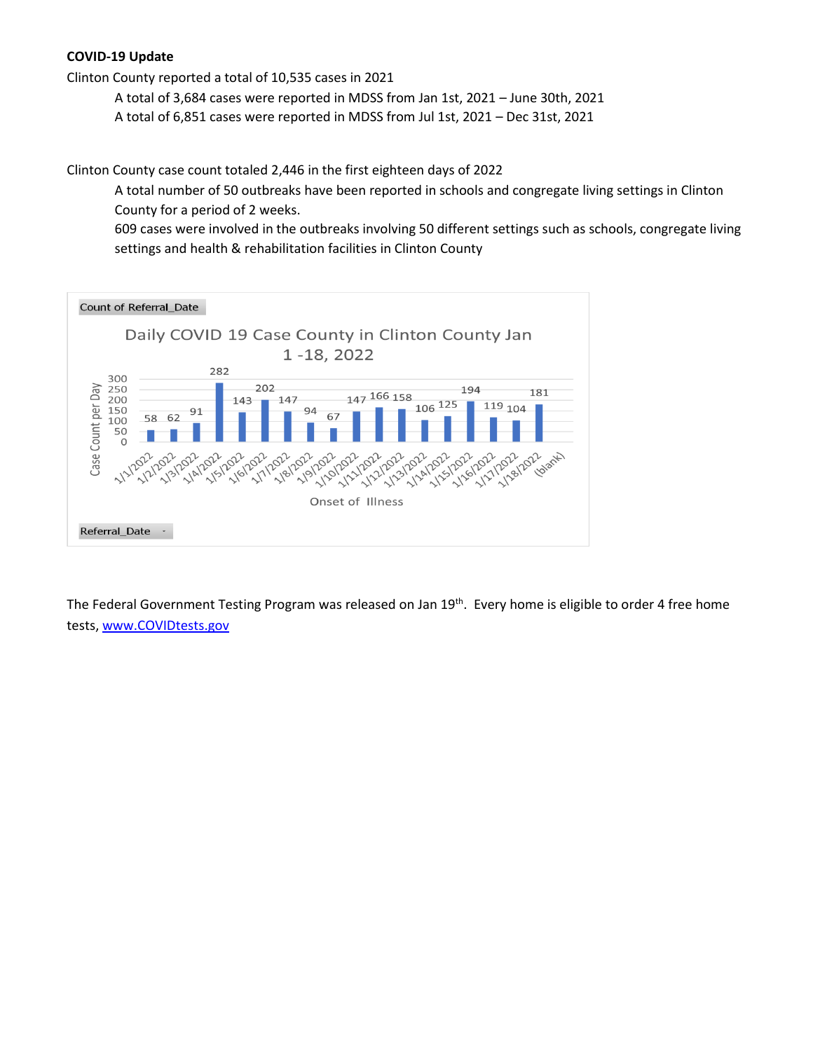**COVID-19 Update**

Clinton County reported a total of 10,535 cases in 2021

A total of 3,684 cases were reported in MDSS from Jan 1st, 2021 – June 30th, 2021

A total of 6,851 cases were reported in MDSS from Jul 1st, 2021 – Dec 31st, 2021

Clinton County case count totaled 2,446 in the first eighteen days of 2022

A total number of 50 outbreaks have been reported in schools and congregate living settings in Clinton County for a period of 2 weeks.

609 cases were involved in the outbreaks involving 50 different settings such as schools, congregate living settings and health & rehabilitation facilities in Clinton County

Count of Referral_Date

Daily COVID 19 Case County in Clinton County Jan 1 -18, 2022

Case Count per Day

300
250
200
150
100
50
0

58 62 91 282 143 202 147 94 67 147 166 158 106 125 194 119 104 181

1/1/2022 1/2/2022 1/3/2022 1/4/2022 1/5/2022 1/6/2022 1/7/2022 1/8/2022 1/9/2022 1/10/2022 1/11/2022 1/12/2022 1/13/2022 1/14/2022 1/15/2022 1/16/2022 1/17/2022 1/18/2022 (blank)

Onset of Illness

Referral_Date

The Federal Government Testing Program was released on Jan 19th. Every home is eligible to order 4 free home tests, [www.COVIDtests.gov](www.COVIDtests.gov)